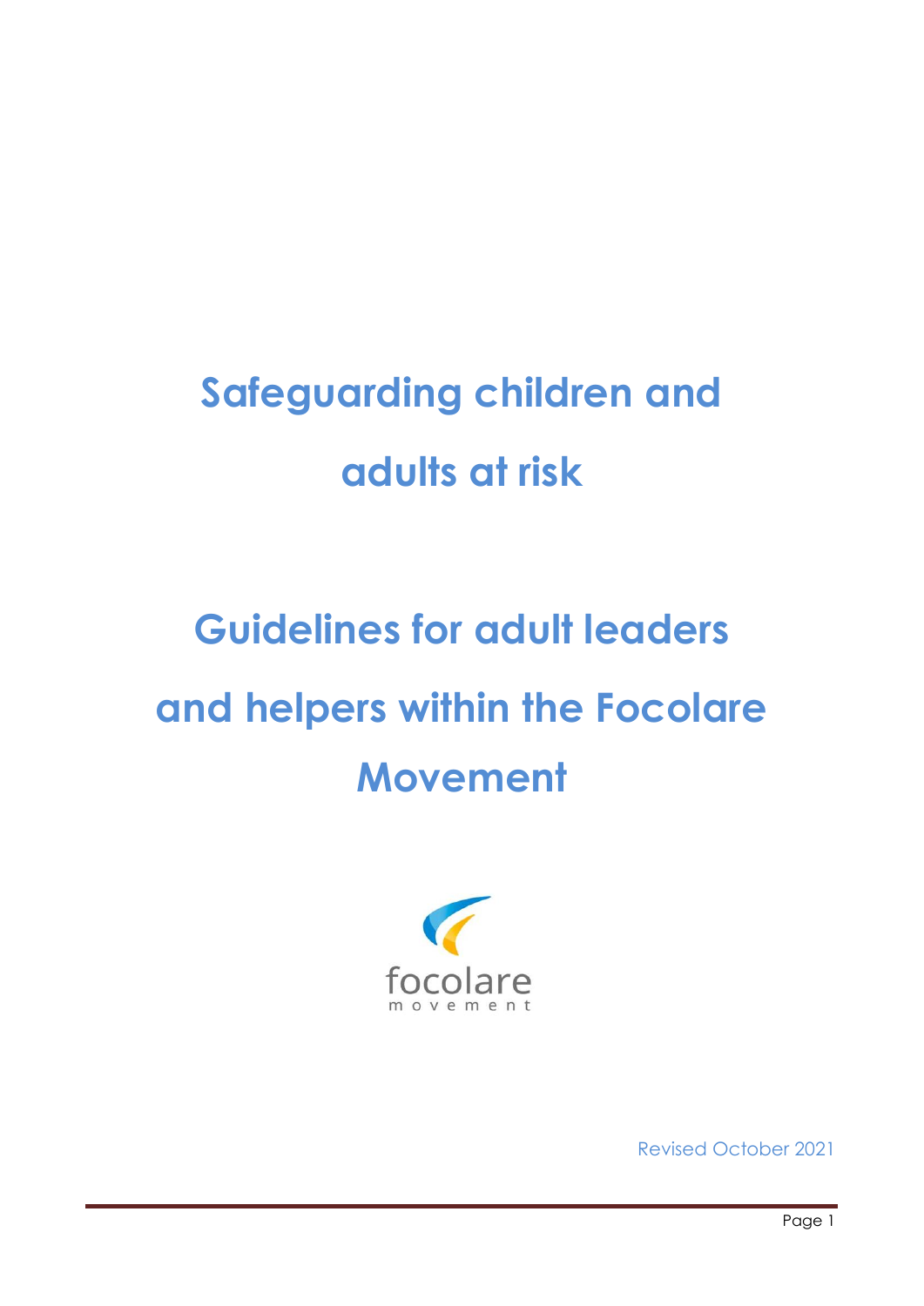# Safeguarding children and adults at risk

# Guidelines for adult leaders and helpers within the Focolare Movement

focolare movement

Revised October 2021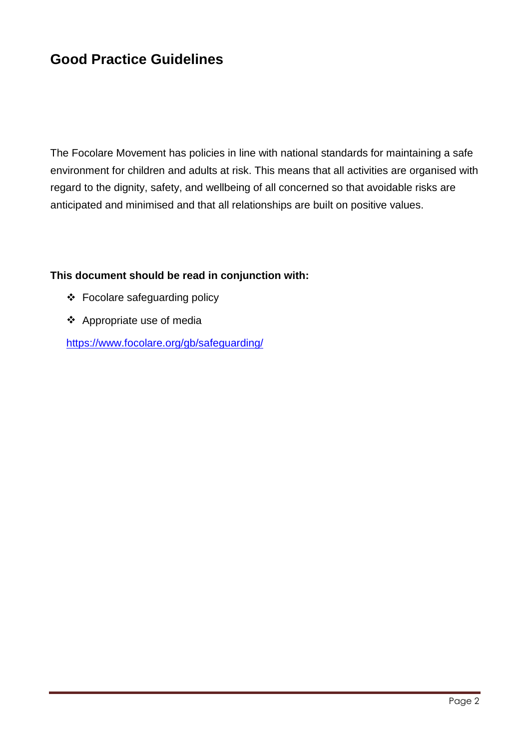## Good Practice Guidelines

The Focolare Movement has policies in line with national standards for maintaining a safe environment for children and adults at risk. This means that all activities are organised with regard to the dignity, safety, and wellbeing of all concerned so that avoidable risks are anticipated and minimised and that all relationships are built on positive values.

**This document should be read in conjunction with:**

- Focolare safeguarding policy
- Appropriate use of media

https://www.focolare.org/gb/safeguarding/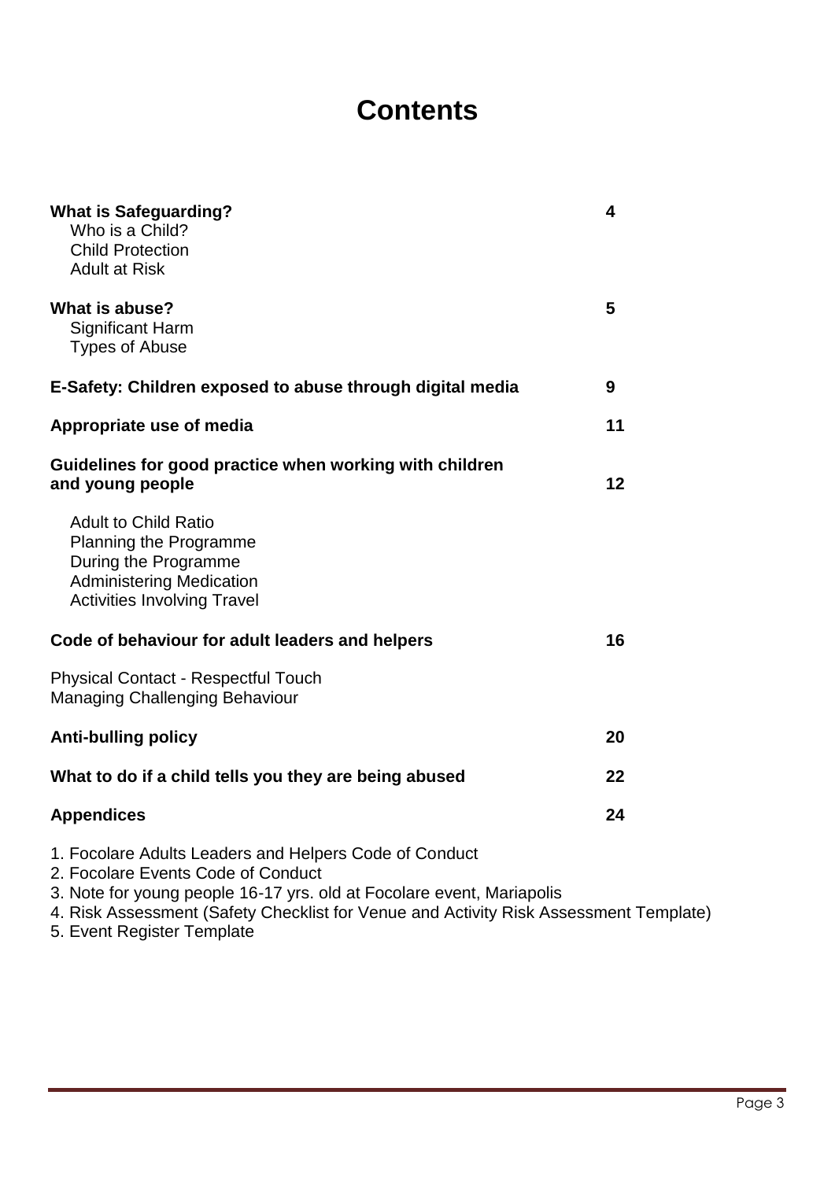# Contents

| | |
|---|---|
| **What is Safeguarding?**<br>Who is a Child?<br>Child Protection<br>Adult at Risk | **4** |
| **What is abuse?**<br>Significant Harm<br>Types of Abuse | **5** |
| **E-Safety: Children exposed to abuse through digital media** | **9** |
| **Appropriate use of media** | **11** |
| **Guidelines for good practice when working with children and young people** | **12** |
| Adult to Child Ratio<br>Planning the Programme<br>During the Programme<br>Administering Medication<br>Activities Involving Travel | |
| **Code of behaviour for adult leaders and helpers** | **16** |
| Physical Contact - Respectful Touch<br>Managing Challenging Behaviour | |
| **Anti-bulling policy** | **20** |
| **What to do if a child tells you they are being abused** | **22** |
| **Appendices** | **24** |

1. Focolare Adults Leaders and Helpers Code of Conduct
2. Focolare Events Code of Conduct
3. Note for young people 16-17 yrs. old at Focolare event, Mariapolis
4. Risk Assessment (Safety Checklist for Venue and Activity Risk Assessment Template)
5. Event Register Template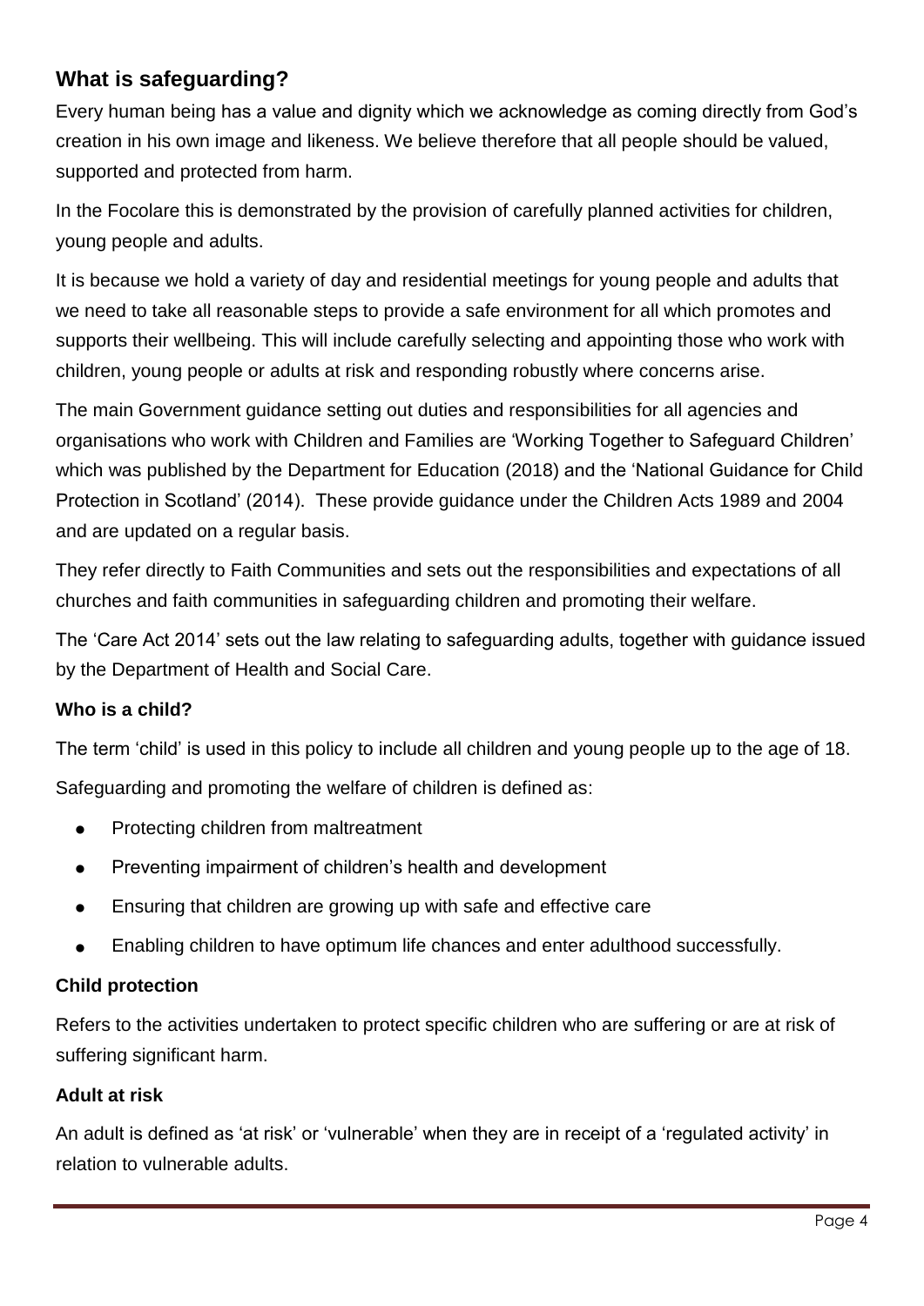## What is safeguarding?

Every human being has a value and dignity which we acknowledge as coming directly from God's creation in his own image and likeness. We believe therefore that all people should be valued, supported and protected from harm.

In the Focolare this is demonstrated by the provision of carefully planned activities for children, young people and adults.

It is because we hold a variety of day and residential meetings for young people and adults that we need to take all reasonable steps to provide a safe environment for all which promotes and supports their wellbeing. This will include carefully selecting and appointing those who work with children, young people or adults at risk and responding robustly where concerns arise.

The main Government guidance setting out duties and responsibilities for all agencies and organisations who work with Children and Families are 'Working Together to Safeguard Children' which was published by the Department for Education (2018) and the 'National Guidance for Child Protection in Scotland' (2014). These provide guidance under the Children Acts 1989 and 2004 and are updated on a regular basis.

They refer directly to Faith Communities and sets out the responsibilities and expectations of all churches and faith communities in safeguarding children and promoting their welfare.

The 'Care Act 2014' sets out the law relating to safeguarding adults, together with guidance issued by the Department of Health and Social Care.

### Who is a child?

The term 'child' is used in this policy to include all children and young people up to the age of 18.

Safeguarding and promoting the welfare of children is defined as:

- Protecting children from maltreatment
- Preventing impairment of children's health and development
- Ensuring that children are growing up with safe and effective care
- Enabling children to have optimum life chances and enter adulthood successfully.

### Child protection

Refers to the activities undertaken to protect specific children who are suffering or are at risk of suffering significant harm.

### Adult at risk

An adult is defined as 'at risk' or 'vulnerable' when they are in receipt of a 'regulated activity' in relation to vulnerable adults.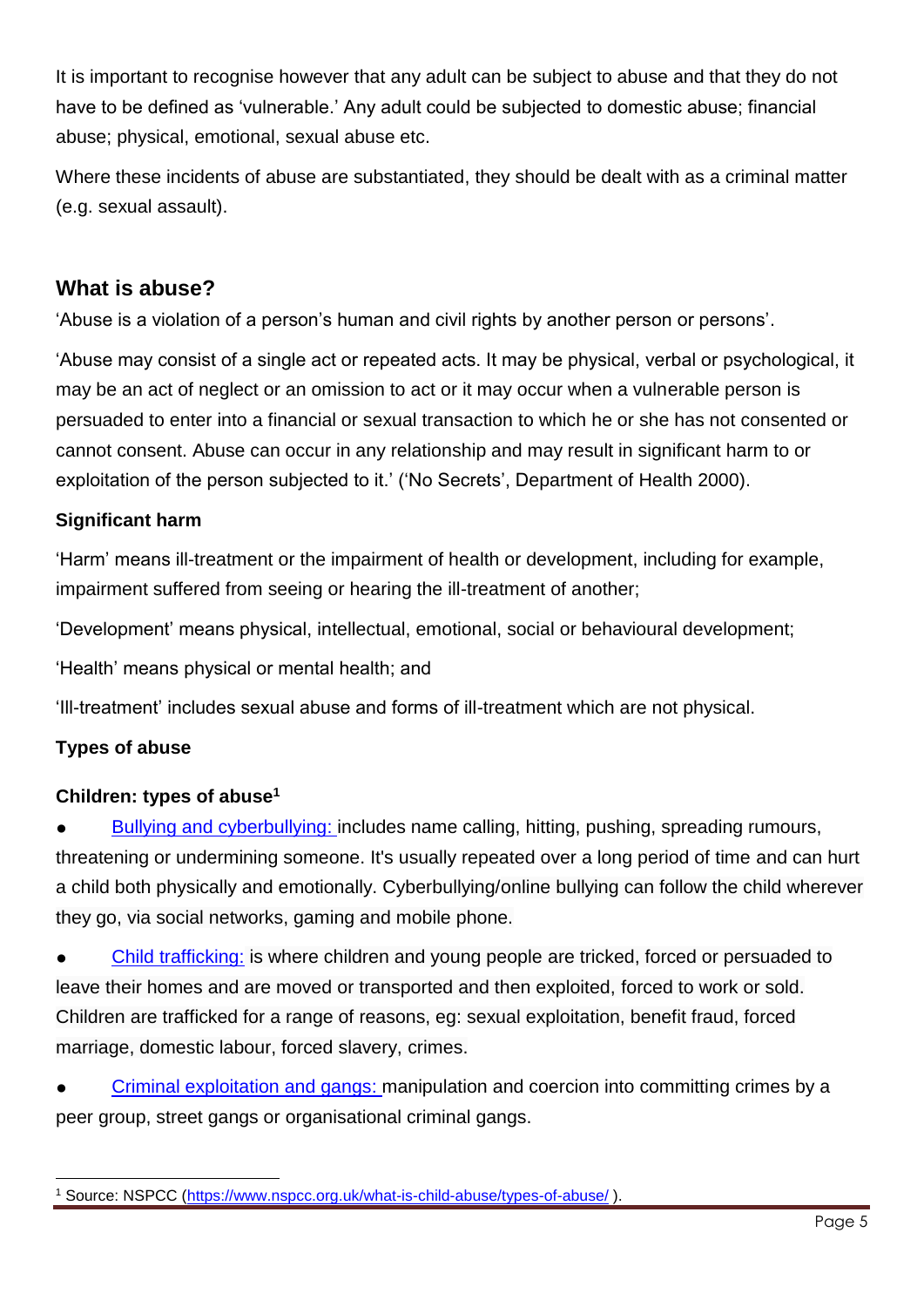It is important to recognise however that any adult can be subject to abuse and that they do not have to be defined as 'vulnerable.' Any adult could be subjected to domestic abuse; financial abuse; physical, emotional, sexual abuse etc.

Where these incidents of abuse are substantiated, they should be dealt with as a criminal matter (e.g. sexual assault).

## What is abuse?

'Abuse is a violation of a person's human and civil rights by another person or persons'.

'Abuse may consist of a single act or repeated acts. It may be physical, verbal or psychological, it may be an act of neglect or an omission to act or it may occur when a vulnerable person is persuaded to enter into a financial or sexual transaction to which he or she has not consented or cannot consent. Abuse can occur in any relationship and may result in significant harm to or exploitation of the person subjected to it.' ('No Secrets', Department of Health 2000).

### Significant harm

'Harm' means ill-treatment or the impairment of health or development, including for example, impairment suffered from seeing or hearing the ill-treatment of another;

'Development' means physical, intellectual, emotional, social or behavioural development;

'Health' means physical or mental health; and

'Ill-treatment' includes sexual abuse and forms of ill-treatment which are not physical.

### Types of abuse

#### Children: types of abuse[1]

- Bullying and cyberbullying: includes name calling, hitting, pushing, spreading rumours, threatening or undermining someone. It's usually repeated over a long period of time and can hurt a child both physically and emotionally. Cyberbullying/online bullying can follow the child wherever they go, via social networks, gaming and mobile phone.
- Child trafficking: is where children and young people are tricked, forced or persuaded to leave their homes and are moved or transported and then exploited, forced to work or sold. Children are trafficked for a range of reasons, eg: sexual exploitation, benefit fraud, forced marriage, domestic labour, forced slavery, crimes.
- Criminal exploitation and gangs: manipulation and coercion into committing crimes by a peer group, street gangs or organisational criminal gangs.

[1] Source: NSPCC (https://www.nspcc.org.uk/what-is-child-abuse/types-of-abuse/ ).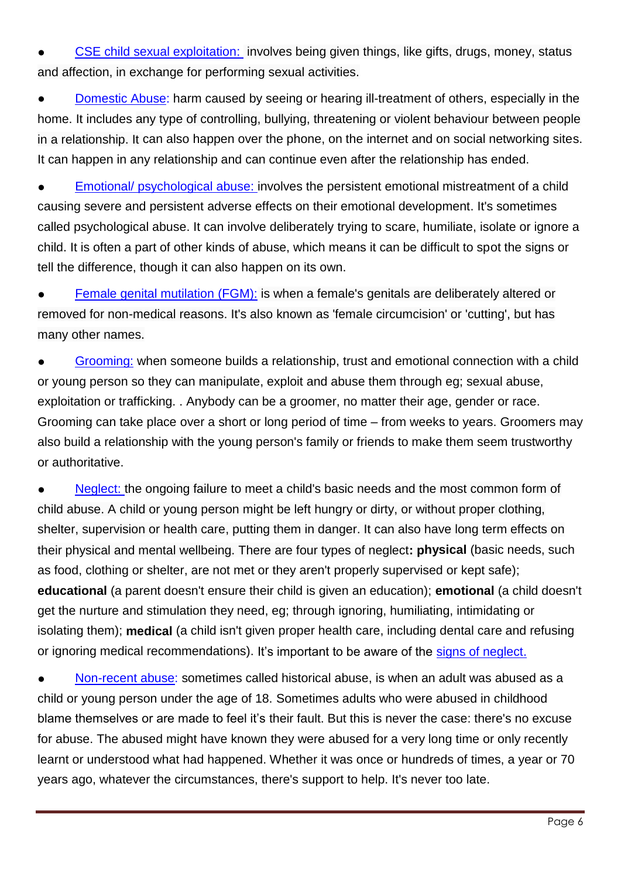- CSE child sexual exploitation: involves being given things, like gifts, drugs, money, status and affection, in exchange for performing sexual activities.
- Domestic Abuse: harm caused by seeing or hearing ill-treatment of others, especially in the home. It includes any type of controlling, bullying, threatening or violent behaviour between people in a relationship. It can also happen over the phone, on the internet and on social networking sites. It can happen in any relationship and can continue even after the relationship has ended.
- Emotional/ psychological abuse: involves the persistent emotional mistreatment of a child causing severe and persistent adverse effects on their emotional development. It's sometimes called psychological abuse. It can involve deliberately trying to scare, humiliate, isolate or ignore a child. It is often a part of other kinds of abuse, which means it can be difficult to spot the signs or tell the difference, though it can also happen on its own.
- Female genital mutilation (FGM): is when a female's genitals are deliberately altered or removed for non-medical reasons. It's also known as 'female circumcision' or 'cutting', but has many other names.
- Grooming: when someone builds a relationship, trust and emotional connection with a child or young person so they can manipulate, exploit and abuse them through eg; sexual abuse, exploitation or trafficking. . Anybody can be a groomer, no matter their age, gender or race. Grooming can take place over a short or long period of time – from weeks to years. Groomers may also build a relationship with the young person's family or friends to make them seem trustworthy or authoritative.
- Neglect: the ongoing failure to meet a child's basic needs and the most common form of child abuse. A child or young person might be left hungry or dirty, or without proper clothing, shelter, supervision or health care, putting them in danger. It can also have long term effects on their physical and mental wellbeing. There are four types of neglect**: physical** (basic needs, such as food, clothing or shelter, are not met or they aren't properly supervised or kept safe); **educational** (a parent doesn't ensure their child is given an education); **emotional** (a child doesn't get the nurture and stimulation they need, eg; through ignoring, humiliating, intimidating or isolating them); **medical** (a child isn't given proper health care, including dental care and refusing or ignoring medical recommendations). It's important to be aware of the signs of neglect.
- Non-recent abuse: sometimes called historical abuse, is when an adult was abused as a child or young person under the age of 18. Sometimes adults who were abused in childhood blame themselves or are made to feel it's their fault. But this is never the case: there's no excuse for abuse. The abused might have known they were abused for a very long time or only recently learnt or understood what had happened. Whether it was once or hundreds of times, a year or 70 years ago, whatever the circumstances, there's support to help. It's never too late.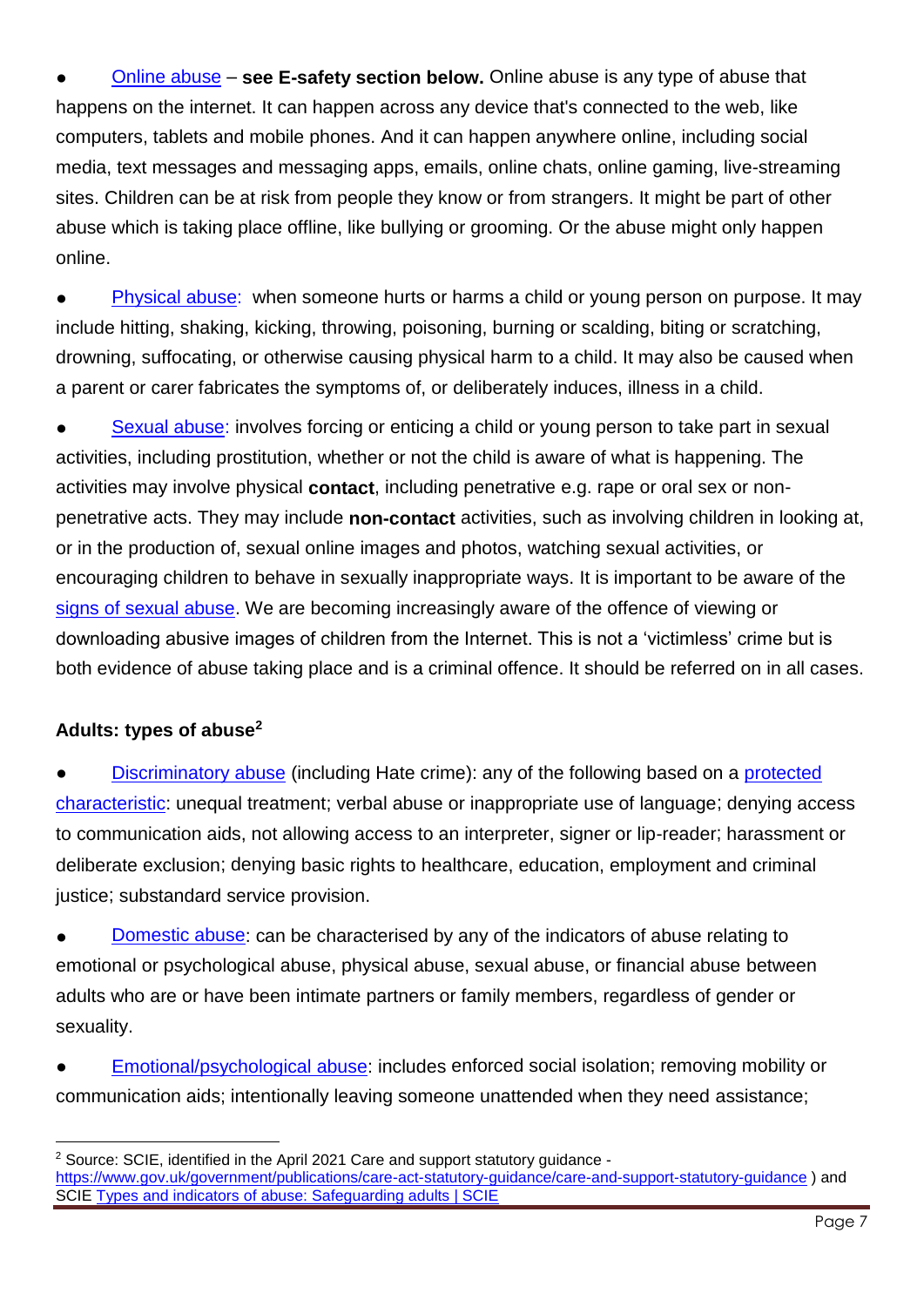- Online abuse – **see E-safety section below.** Online abuse is any type of abuse that happens on the internet. It can happen across any device that's connected to the web, like computers, tablets and mobile phones. And it can happen anywhere online, including social media, text messages and messaging apps, emails, online chats, online gaming, live-streaming sites. Children can be at risk from people they know or from strangers. It might be part of other abuse which is taking place offline, like bullying or grooming. Or the abuse might only happen online.

- Physical abuse: when someone hurts or harms a child or young person on purpose. It may include hitting, shaking, kicking, throwing, poisoning, burning or scalding, biting or scratching, drowning, suffocating, or otherwise causing physical harm to a child. It may also be caused when a parent or carer fabricates the symptoms of, or deliberately induces, illness in a child.

- Sexual abuse: involves forcing or enticing a child or young person to take part in sexual activities, including prostitution, whether or not the child is aware of what is happening. The activities may involve physical **contact**, including penetrative e.g. rape or oral sex or non-penetrative acts. They may include **non-contact** activities, such as involving children in looking at, or in the production of, sexual online images and photos, watching sexual activities, or encouraging children to behave in sexually inappropriate ways. It is important to be aware of the signs of sexual abuse. We are becoming increasingly aware of the offence of viewing or downloading abusive images of children from the Internet. This is not a 'victimless' crime but is both evidence of abuse taking place and is a criminal offence. It should be referred on in all cases.

**Adults: types of abuse[2]**

- Discriminatory abuse (including Hate crime): any of the following based on a protected characteristic: unequal treatment; verbal abuse or inappropriate use of language; denying access to communication aids, not allowing access to an interpreter, signer or lip-reader; harassment or deliberate exclusion; denying basic rights to healthcare, education, employment and criminal justice; substandard service provision.

- Domestic abuse: can be characterised by any of the indicators of abuse relating to emotional or psychological abuse, physical abuse, sexual abuse, or financial abuse between adults who are or have been intimate partners or family members, regardless of gender or sexuality.

- Emotional/psychological abuse: includes enforced social isolation; removing mobility or communication aids; intentionally leaving someone unattended when they need assistance;

---

[2] Source: SCIE, identified in the April 2021 Care and support statutory guidance - https://www.gov.uk/government/publications/care-act-statutory-guidance/care-and-support-statutory-guidance ) and SCIE Types and indicators of abuse: Safeguarding adults | SCIE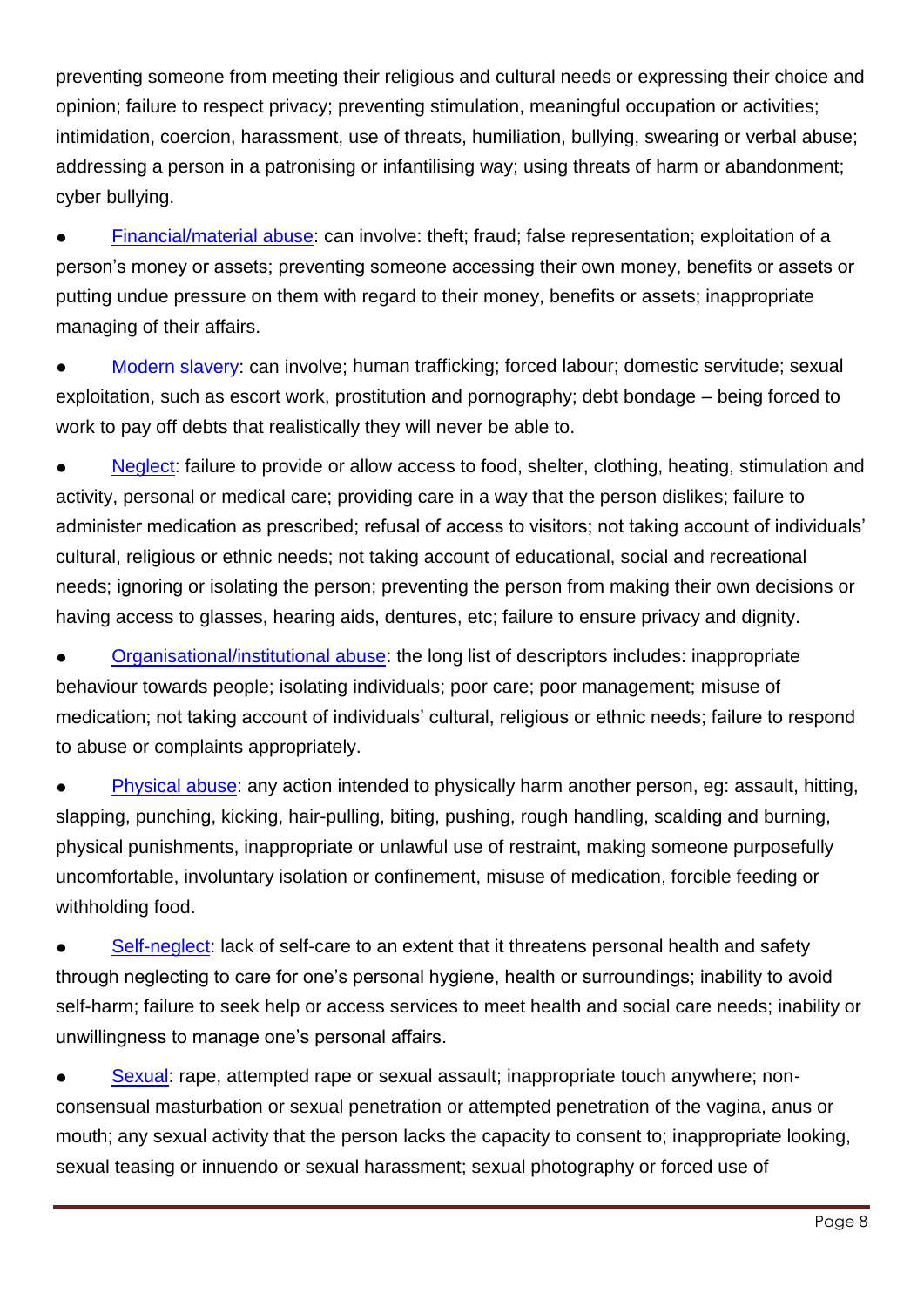preventing someone from meeting their religious and cultural needs or expressing their choice and opinion; failure to respect privacy; preventing stimulation, meaningful occupation or activities; intimidation, coercion, harassment, use of threats, humiliation, bullying, swearing or verbal abuse; addressing a person in a patronising or infantilising way; using threats of harm or abandonment; cyber bullying.

- Financial/material abuse: can involve: theft; fraud; false representation; exploitation of a person's money or assets; preventing someone accessing their own money, benefits or assets or putting undue pressure on them with regard to their money, benefits or assets; inappropriate managing of their affairs.
- Modern slavery: can involve; human trafficking; forced labour; domestic servitude; sexual exploitation, such as escort work, prostitution and pornography; debt bondage – being forced to work to pay off debts that realistically they will never be able to.
- Neglect: failure to provide or allow access to food, shelter, clothing, heating, stimulation and activity, personal or medical care; providing care in a way that the person dislikes; failure to administer medication as prescribed; refusal of access to visitors; not taking account of individuals' cultural, religious or ethnic needs; not taking account of educational, social and recreational needs; ignoring or isolating the person; preventing the person from making their own decisions or having access to glasses, hearing aids, dentures, etc; failure to ensure privacy and dignity.
- Organisational/institutional abuse: the long list of descriptors includes: inappropriate behaviour towards people; isolating individuals; poor care; poor management; misuse of medication; not taking account of individuals' cultural, religious or ethnic needs; failure to respond to abuse or complaints appropriately.
- Physical abuse: any action intended to physically harm another person, eg: assault, hitting, slapping, punching, kicking, hair-pulling, biting, pushing, rough handling, scalding and burning, physical punishments, inappropriate or unlawful use of restraint, making someone purposefully uncomfortable, involuntary isolation or confinement, misuse of medication, forcible feeding or withholding food.
- Self-neglect: lack of self-care to an extent that it threatens personal health and safety through neglecting to care for one's personal hygiene, health or surroundings; inability to avoid self-harm; failure to seek help or access services to meet health and social care needs; inability or unwillingness to manage one's personal affairs.
- Sexual: rape, attempted rape or sexual assault; inappropriate touch anywhere; non-consensual masturbation or sexual penetration or attempted penetration of the vagina, anus or mouth; any sexual activity that the person lacks the capacity to consent to; inappropriate looking, sexual teasing or innuendo or sexual harassment; sexual photography or forced use of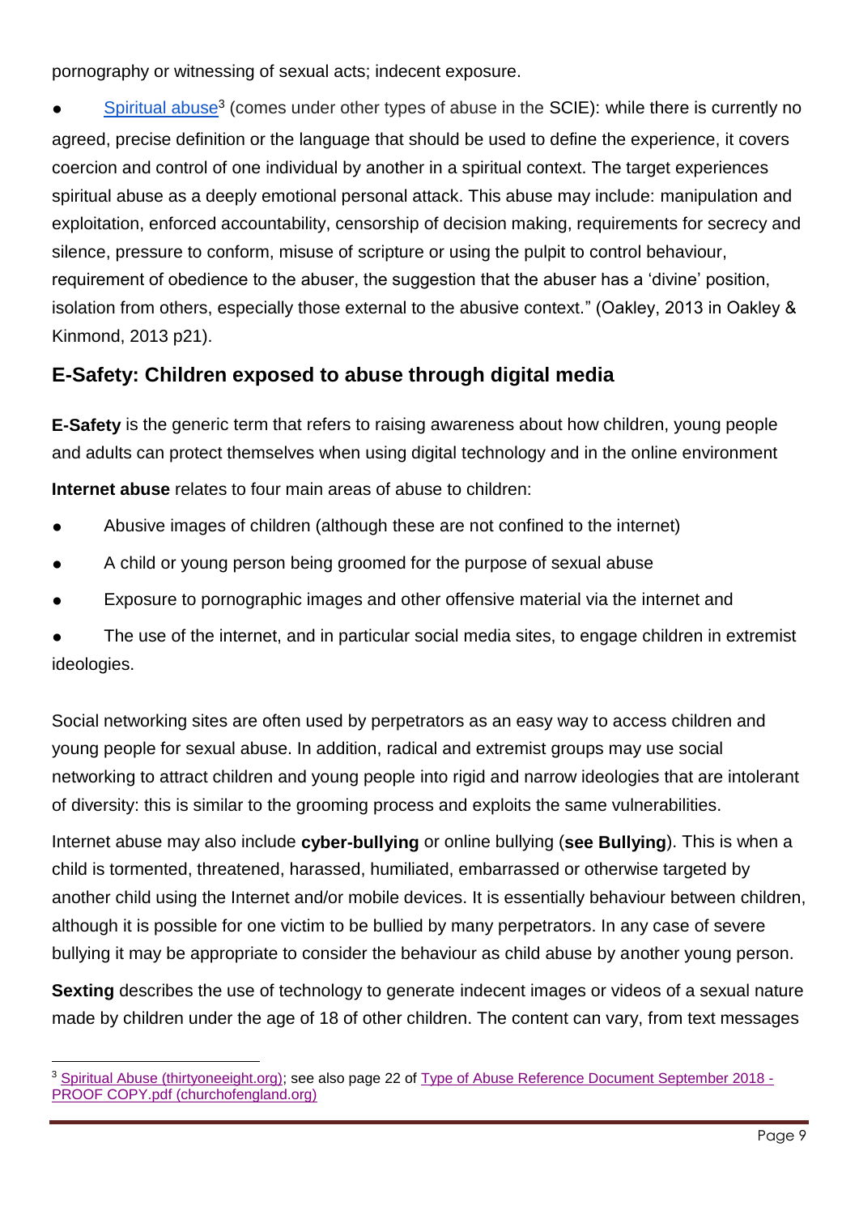pornography or witnessing of sexual acts; indecent exposure.

- [Spiritual abuse][3] (comes under other types of abuse in the SCIE): while there is currently no agreed, precise definition or the language that should be used to define the experience, it covers coercion and control of one individual by another in a spiritual context. The target experiences spiritual abuse as a deeply emotional personal attack. This abuse may include: manipulation and exploitation, enforced accountability, censorship of decision making, requirements for secrecy and silence, pressure to conform, misuse of scripture or using the pulpit to control behaviour, requirement of obedience to the abuser, the suggestion that the abuser has a 'divine' position, isolation from others, especially those external to the abusive context." (Oakley, 2013 in Oakley & Kinmond, 2013 p21).

## E-Safety: Children exposed to abuse through digital media

**E-Safety** is the generic term that refers to raising awareness about how children, young people and adults can protect themselves when using digital technology and in the online environment

**Internet abuse** relates to four main areas of abuse to children:

- Abusive images of children (although these are not confined to the internet)
- A child or young person being groomed for the purpose of sexual abuse
- Exposure to pornographic images and other offensive material via the internet and
- The use of the internet, and in particular social media sites, to engage children in extremist ideologies.

Social networking sites are often used by perpetrators as an easy way to access children and young people for sexual abuse. In addition, radical and extremist groups may use social networking to attract children and young people into rigid and narrow ideologies that are intolerant of diversity: this is similar to the grooming process and exploits the same vulnerabilities.

Internet abuse may also include **cyber-bullying** or online bullying (**see Bullying**). This is when a child is tormented, threatened, harassed, humiliated, embarrassed or otherwise targeted by another child using the Internet and/or mobile devices. It is essentially behaviour between children, although it is possible for one victim to be bullied by many perpetrators. In any case of severe bullying it may be appropriate to consider the behaviour as child abuse by another young person.

**Sexting** describes the use of technology to generate indecent images or videos of a sexual nature made by children under the age of 18 of other children. The content can vary, from text messages

---

[3] Spiritual Abuse (thirtyoneeight.org); see also page 22 of Type of Abuse Reference Document September 2018 - PROOF COPY.pdf (churchofengland.org)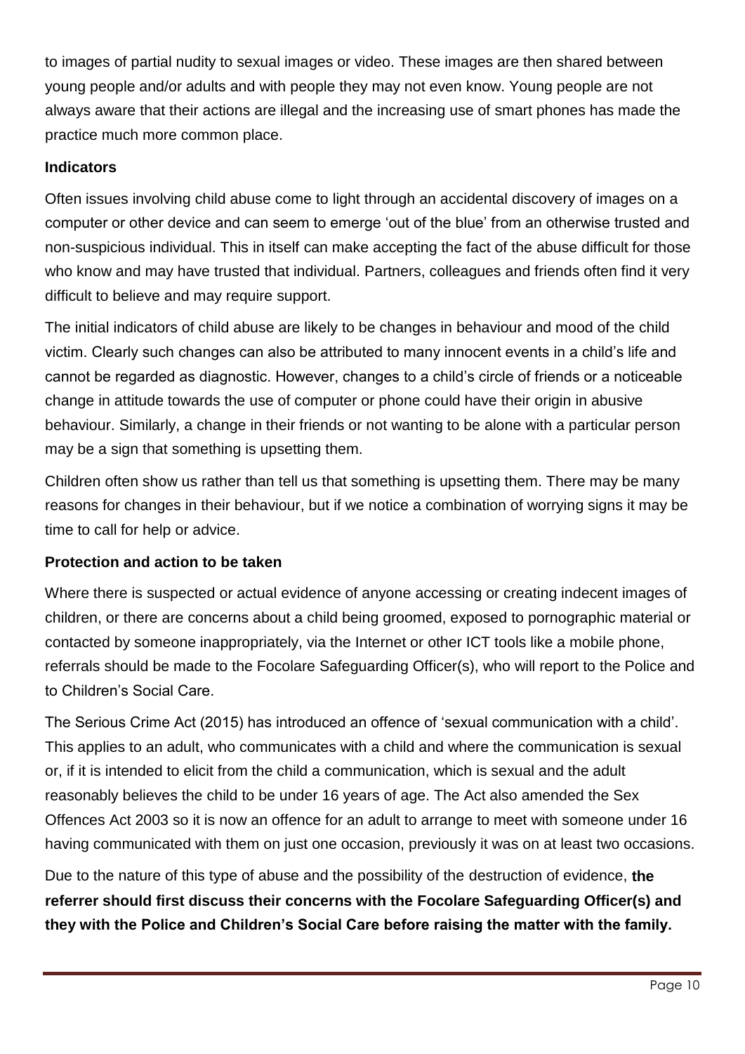to images of partial nudity to sexual images or video. These images are then shared between young people and/or adults and with people they may not even know. Young people are not always aware that their actions are illegal and the increasing use of smart phones has made the practice much more common place.

**Indicators**

Often issues involving child abuse come to light through an accidental discovery of images on a computer or other device and can seem to emerge 'out of the blue' from an otherwise trusted and non-suspicious individual. This in itself can make accepting the fact of the abuse difficult for those who know and may have trusted that individual. Partners, colleagues and friends often find it very difficult to believe and may require support.

The initial indicators of child abuse are likely to be changes in behaviour and mood of the child victim. Clearly such changes can also be attributed to many innocent events in a child's life and cannot be regarded as diagnostic. However, changes to a child's circle of friends or a noticeable change in attitude towards the use of computer or phone could have their origin in abusive behaviour. Similarly, a change in their friends or not wanting to be alone with a particular person may be a sign that something is upsetting them.

Children often show us rather than tell us that something is upsetting them. There may be many reasons for changes in their behaviour, but if we notice a combination of worrying signs it may be time to call for help or advice.

**Protection and action to be taken**

Where there is suspected or actual evidence of anyone accessing or creating indecent images of children, or there are concerns about a child being groomed, exposed to pornographic material or contacted by someone inappropriately, via the Internet or other ICT tools like a mobile phone, referrals should be made to the Focolare Safeguarding Officer(s), who will report to the Police and to Children's Social Care.

The Serious Crime Act (2015) has introduced an offence of 'sexual communication with a child'. This applies to an adult, who communicates with a child and where the communication is sexual or, if it is intended to elicit from the child a communication, which is sexual and the adult reasonably believes the child to be under 16 years of age. The Act also amended the Sex Offences Act 2003 so it is now an offence for an adult to arrange to meet with someone under 16 having communicated with them on just one occasion, previously it was on at least two occasions.

Due to the nature of this type of abuse and the possibility of the destruction of evidence, **the referrer should first discuss their concerns with the Focolare Safeguarding Officer(s) and they with the Police and Children's Social Care before raising the matter with the family.**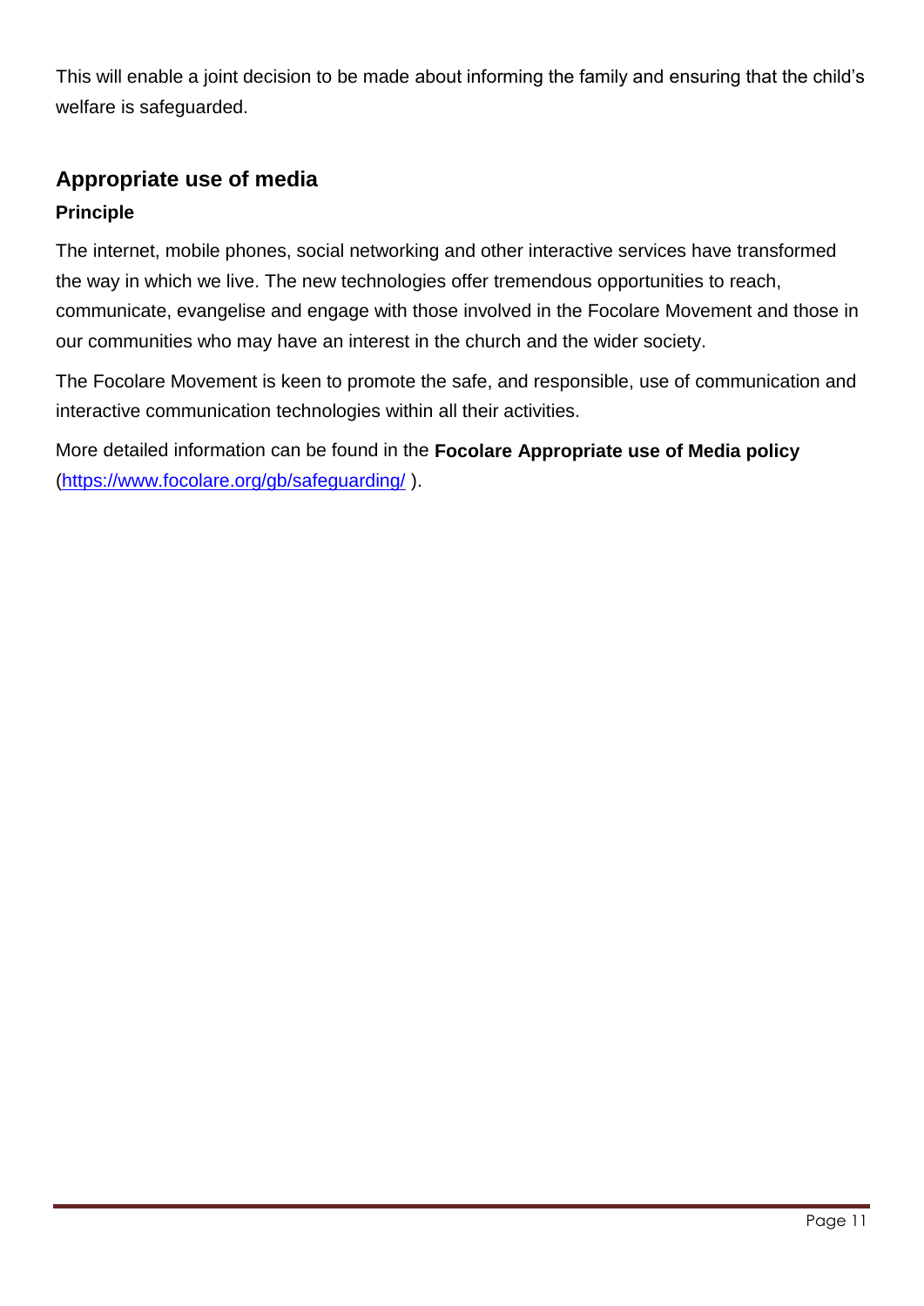This will enable a joint decision to be made about informing the family and ensuring that the child's welfare is safeguarded.

## Appropriate use of media

### Principle

The internet, mobile phones, social networking and other interactive services have transformed the way in which we live. The new technologies offer tremendous opportunities to reach, communicate, evangelise and engage with those involved in the Focolare Movement and those in our communities who may have an interest in the church and the wider society.

The Focolare Movement is keen to promote the safe, and responsible, use of communication and interactive communication technologies within all their activities.

More detailed information can be found in the **Focolare Appropriate use of Media policy** (https://www.focolare.org/gb/safeguarding/ ).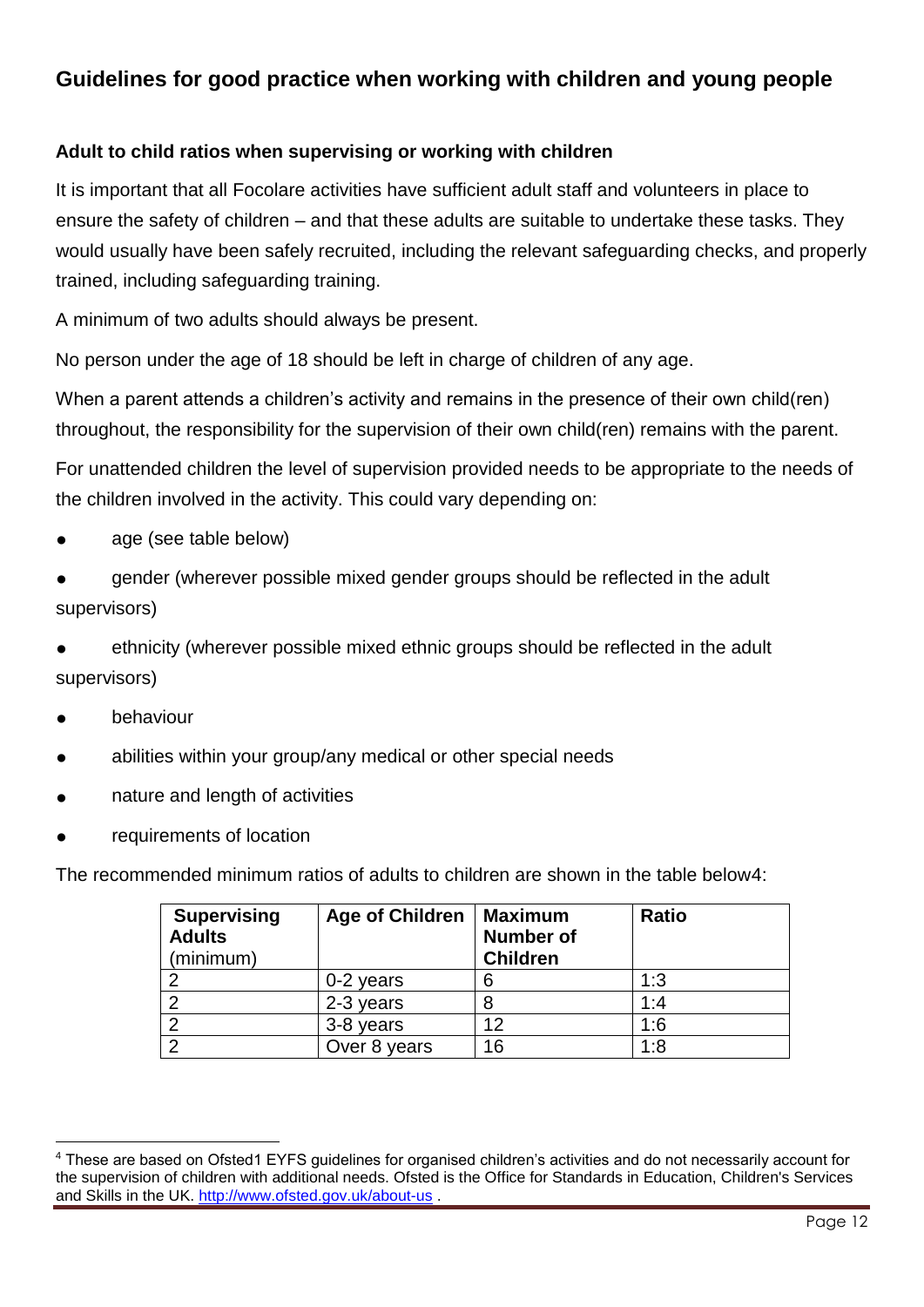## Guidelines for good practice when working with children and young people

### Adult to child ratios when supervising or working with children

It is important that all Focolare activities have sufficient adult staff and volunteers in place to ensure the safety of children – and that these adults are suitable to undertake these tasks. They would usually have been safely recruited, including the relevant safeguarding checks, and properly trained, including safeguarding training.

A minimum of two adults should always be present.

No person under the age of 18 should be left in charge of children of any age.

When a parent attends a children's activity and remains in the presence of their own child(ren) throughout, the responsibility for the supervision of their own child(ren) remains with the parent.

For unattended children the level of supervision provided needs to be appropriate to the needs of the children involved in the activity. This could vary depending on:

- age (see table below)
- gender (wherever possible mixed gender groups should be reflected in the adult supervisors)
- ethnicity (wherever possible mixed ethnic groups should be reflected in the adult supervisors)
- behaviour
- abilities within your group/any medical or other special needs
- nature and length of activities
- requirements of location

The recommended minimum ratios of adults to children are shown in the table below[4]:

| **Supervising Adults** (minimum) | **Age of Children** | **Maximum Number of Children** | **Ratio** |
|---|---|---|---|
| 2 | 0-2 years | 6 | 1:3 |
| 2 | 2-3 years | 8 | 1:4 |
| 2 | 3-8 years | 12 | 1:6 |
| 2 | Over 8 years | 16 | 1:8 |

[4] These are based on Ofsted1 EYFS guidelines for organised children's activities and do not necessarily account for the supervision of children with additional needs. Ofsted is the Office for Standards in Education, Children's Services and Skills in the UK. http://www.ofsted.gov.uk/about-us .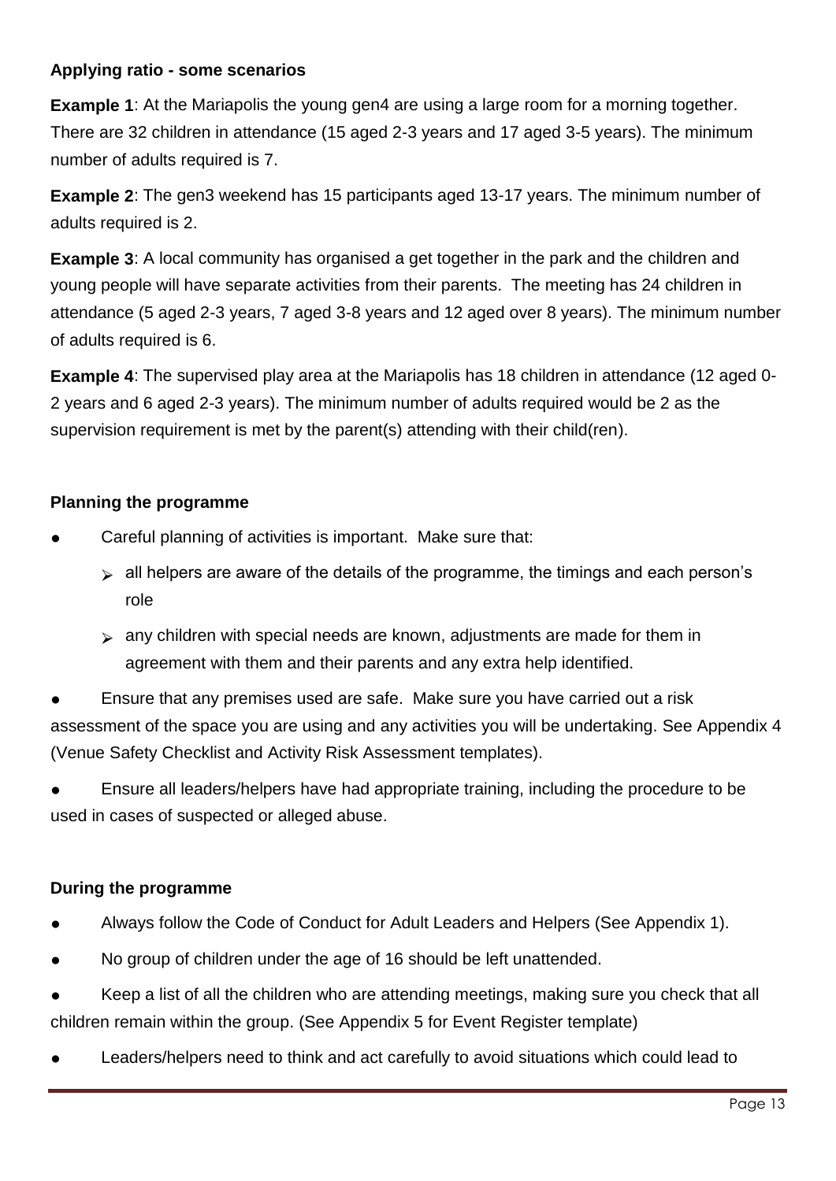**Applying ratio - some scenarios**

**Example 1**: At the Mariapolis the young gen4 are using a large room for a morning together. There are 32 children in attendance (15 aged 2-3 years and 17 aged 3-5 years). The minimum number of adults required is 7.

**Example 2**: The gen3 weekend has 15 participants aged 13-17 years. The minimum number of adults required is 2.

**Example 3**: A local community has organised a get together in the park and the children and young people will have separate activities from their parents. The meeting has 24 children in attendance (5 aged 2-3 years, 7 aged 3-8 years and 12 aged over 8 years). The minimum number of adults required is 6.

**Example 4**: The supervised play area at the Mariapolis has 18 children in attendance (12 aged 0-2 years and 6 aged 2-3 years). The minimum number of adults required would be 2 as the supervision requirement is met by the parent(s) attending with their child(ren).

**Planning the programme**

- Careful planning of activities is important. Make sure that:
  - all helpers are aware of the details of the programme, the timings and each person's role
  - any children with special needs are known, adjustments are made for them in agreement with them and their parents and any extra help identified.
- Ensure that any premises used are safe. Make sure you have carried out a risk assessment of the space you are using and any activities you will be undertaking. See Appendix 4 (Venue Safety Checklist and Activity Risk Assessment templates).
- Ensure all leaders/helpers have had appropriate training, including the procedure to be used in cases of suspected or alleged abuse.

**During the programme**

- Always follow the Code of Conduct for Adult Leaders and Helpers (See Appendix 1).
- No group of children under the age of 16 should be left unattended.
- Keep a list of all the children who are attending meetings, making sure you check that all children remain within the group. (See Appendix 5 for Event Register template)
- Leaders/helpers need to think and act carefully to avoid situations which could lead to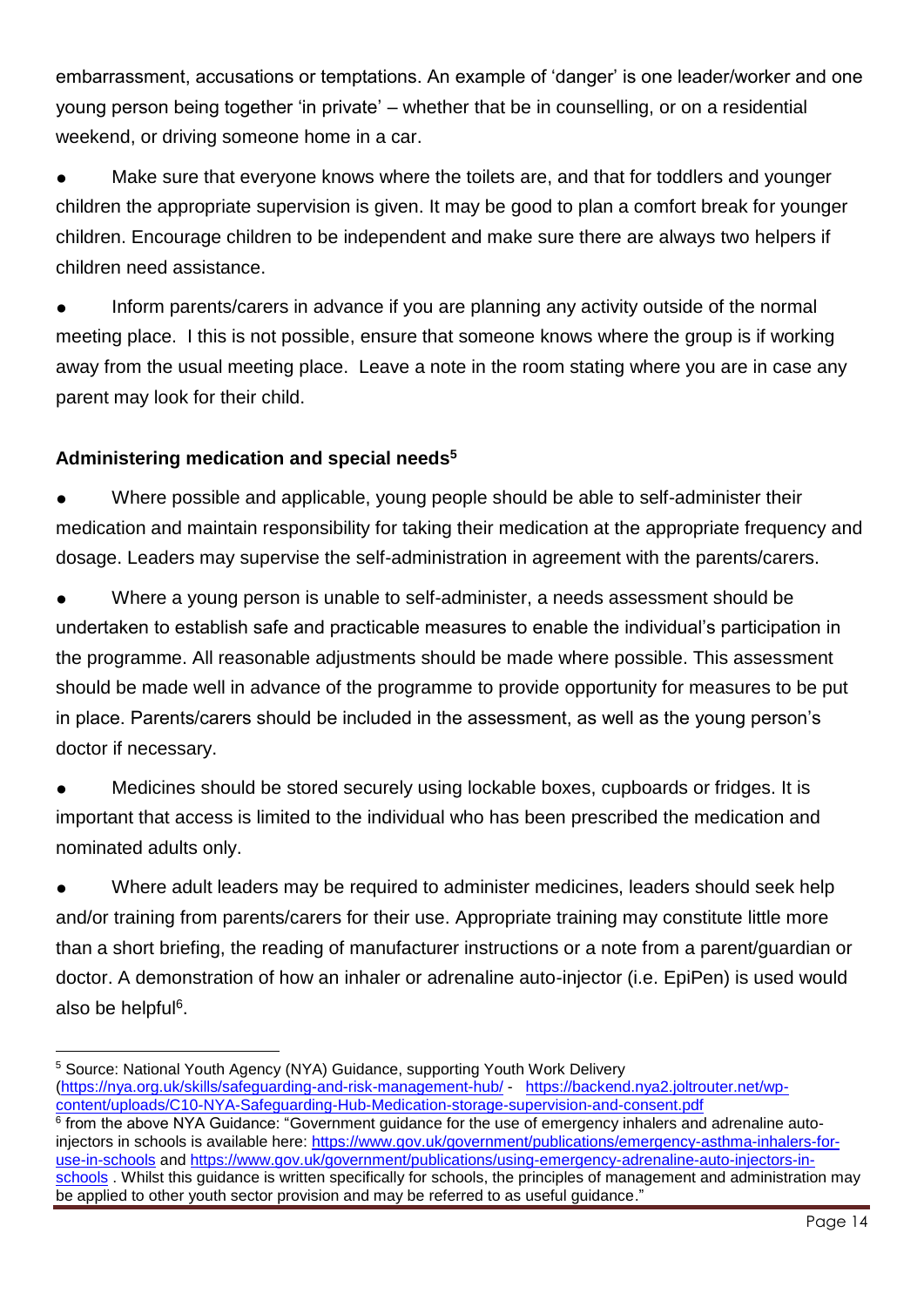embarrassment, accusations or temptations. An example of 'danger' is one leader/worker and one young person being together 'in private' – whether that be in counselling, or on a residential weekend, or driving someone home in a car.

- Make sure that everyone knows where the toilets are, and that for toddlers and younger children the appropriate supervision is given. It may be good to plan a comfort break for younger children. Encourage children to be independent and make sure there are always two helpers if children need assistance.
- Inform parents/carers in advance if you are planning any activity outside of the normal meeting place. I this is not possible, ensure that someone knows where the group is if working away from the usual meeting place. Leave a note in the room stating where you are in case any parent may look for their child.

**Administering medication and special needs[5]**

- Where possible and applicable, young people should be able to self-administer their medication and maintain responsibility for taking their medication at the appropriate frequency and dosage. Leaders may supervise the self-administration in agreement with the parents/carers.
- Where a young person is unable to self-administer, a needs assessment should be undertaken to establish safe and practicable measures to enable the individual's participation in the programme. All reasonable adjustments should be made where possible. This assessment should be made well in advance of the programme to provide opportunity for measures to be put in place. Parents/carers should be included in the assessment, as well as the young person's doctor if necessary.
- Medicines should be stored securely using lockable boxes, cupboards or fridges. It is important that access is limited to the individual who has been prescribed the medication and nominated adults only.
- Where adult leaders may be required to administer medicines, leaders should seek help and/or training from parents/carers for their use. Appropriate training may constitute little more than a short briefing, the reading of manufacturer instructions or a note from a parent/guardian or doctor. A demonstration of how an inhaler or adrenaline auto-injector (i.e. EpiPen) is used would also be helpful[6].

---

[5] Source: National Youth Agency (NYA) Guidance, supporting Youth Work Delivery (https://nya.org.uk/skills/safeguarding-and-risk-management-hub/ - https://backend.nya2.joltrouter.net/wp-content/uploads/C10-NYA-Safeguarding-Hub-Medication-storage-supervision-and-consent.pdf

[6] from the above NYA Guidance: "Government guidance for the use of emergency inhalers and adrenaline auto-injectors in schools is available here: https://www.gov.uk/government/publications/emergency-asthma-inhalers-for-use-in-schools and https://www.gov.uk/government/publications/using-emergency-adrenaline-auto-injectors-in-schools . Whilst this guidance is written specifically for schools, the principles of management and administration may be applied to other youth sector provision and may be referred to as useful guidance."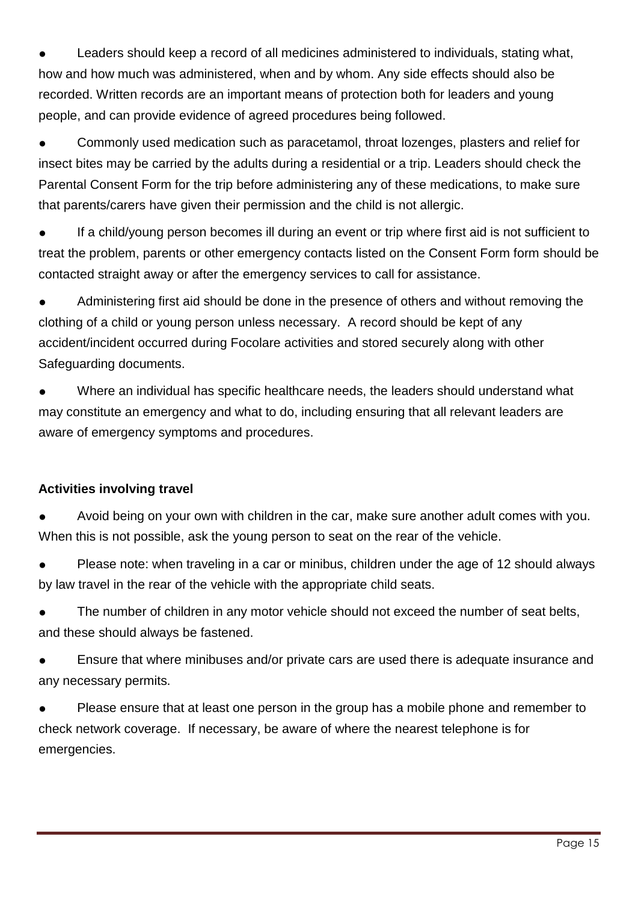- Leaders should keep a record of all medicines administered to individuals, stating what, how and how much was administered, when and by whom. Any side effects should also be recorded. Written records are an important means of protection both for leaders and young people, and can provide evidence of agreed procedures being followed.
- Commonly used medication such as paracetamol, throat lozenges, plasters and relief for insect bites may be carried by the adults during a residential or a trip. Leaders should check the Parental Consent Form for the trip before administering any of these medications, to make sure that parents/carers have given their permission and the child is not allergic.
- If a child/young person becomes ill during an event or trip where first aid is not sufficient to treat the problem, parents or other emergency contacts listed on the Consent Form form should be contacted straight away or after the emergency services to call for assistance.
- Administering first aid should be done in the presence of others and without removing the clothing of a child or young person unless necessary. A record should be kept of any accident/incident occurred during Focolare activities and stored securely along with other Safeguarding documents.
- Where an individual has specific healthcare needs, the leaders should understand what may constitute an emergency and what to do, including ensuring that all relevant leaders are aware of emergency symptoms and procedures.

**Activities involving travel**

- Avoid being on your own with children in the car, make sure another adult comes with you. When this is not possible, ask the young person to seat on the rear of the vehicle.
- Please note: when traveling in a car or minibus, children under the age of 12 should always by law travel in the rear of the vehicle with the appropriate child seats.
- The number of children in any motor vehicle should not exceed the number of seat belts, and these should always be fastened.
- Ensure that where minibuses and/or private cars are used there is adequate insurance and any necessary permits.
- Please ensure that at least one person in the group has a mobile phone and remember to check network coverage. If necessary, be aware of where the nearest telephone is for emergencies.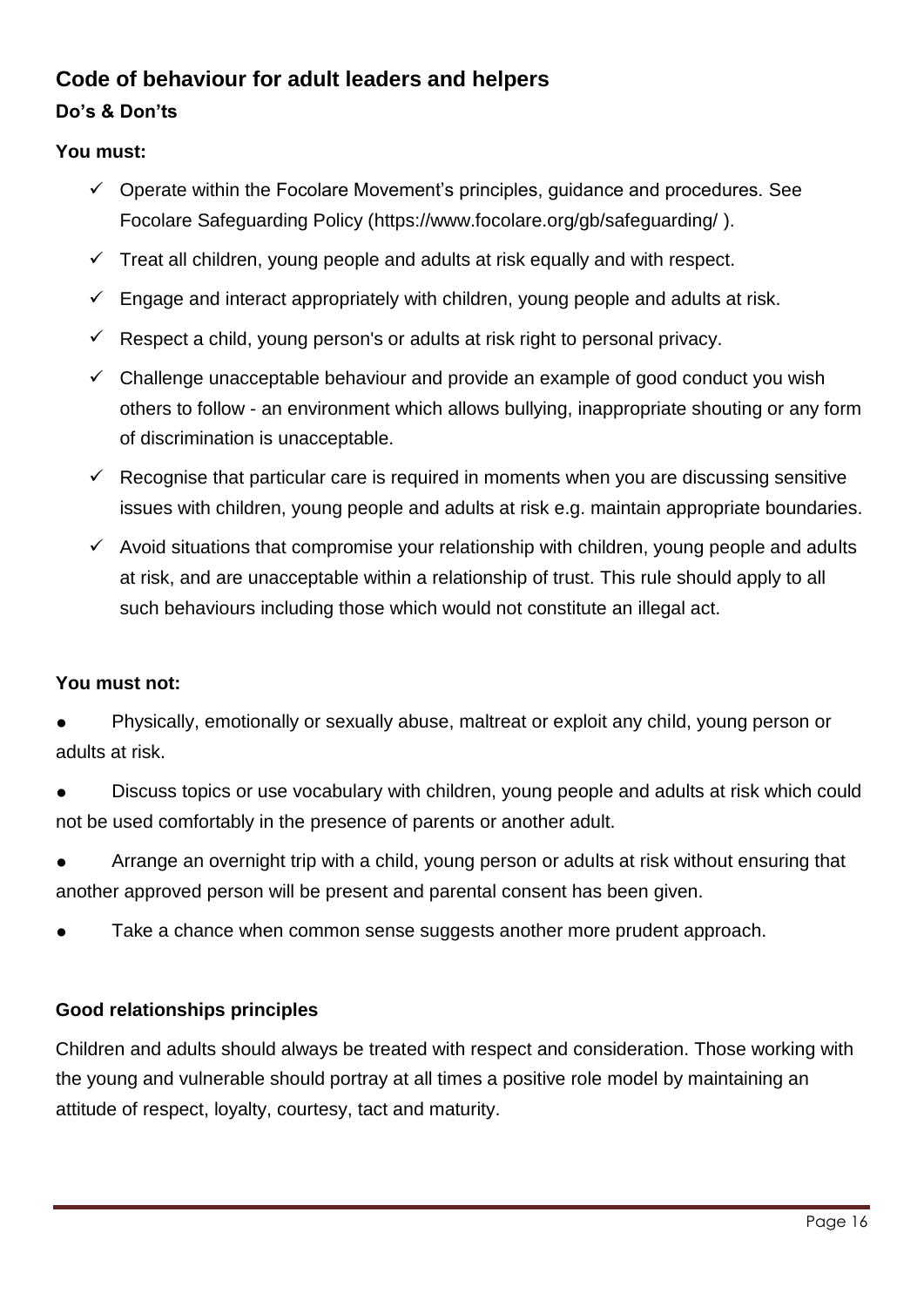## Code of behaviour for adult leaders and helpers

### Do's & Don'ts

**You must:**

- ✓ Operate within the Focolare Movement's principles, guidance and procedures. See Focolare Safeguarding Policy (https://www.focolare.org/gb/safeguarding/ ).
- ✓ Treat all children, young people and adults at risk equally and with respect.
- ✓ Engage and interact appropriately with children, young people and adults at risk.
- ✓ Respect a child, young person's or adults at risk right to personal privacy.
- ✓ Challenge unacceptable behaviour and provide an example of good conduct you wish others to follow - an environment which allows bullying, inappropriate shouting or any form of discrimination is unacceptable.
- ✓ Recognise that particular care is required in moments when you are discussing sensitive issues with children, young people and adults at risk e.g. maintain appropriate boundaries.
- ✓ Avoid situations that compromise your relationship with children, young people and adults at risk, and are unacceptable within a relationship of trust. This rule should apply to all such behaviours including those which would not constitute an illegal act.

**You must not:**

- Physically, emotionally or sexually abuse, maltreat or exploit any child, young person or adults at risk.
- Discuss topics or use vocabulary with children, young people and adults at risk which could not be used comfortably in the presence of parents or another adult.
- Arrange an overnight trip with a child, young person or adults at risk without ensuring that another approved person will be present and parental consent has been given.
- Take a chance when common sense suggests another more prudent approach.

**Good relationships principles**

Children and adults should always be treated with respect and consideration. Those working with the young and vulnerable should portray at all times a positive role model by maintaining an attitude of respect, loyalty, courtesy, tact and maturity.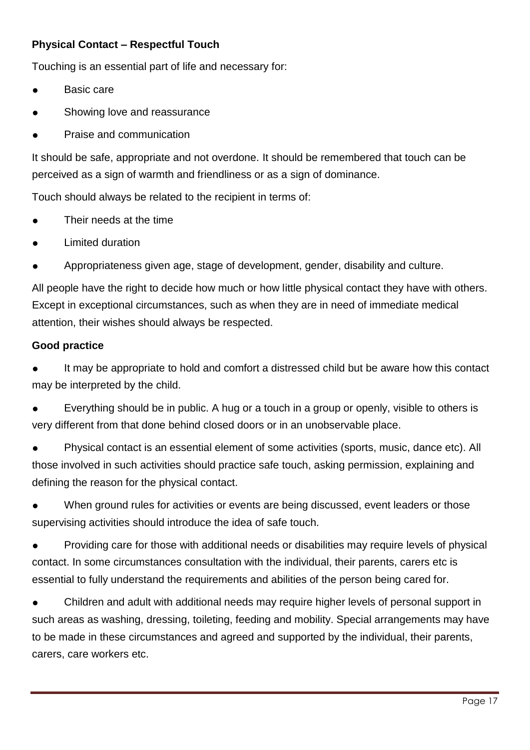**Physical Contact – Respectful Touch**

Touching is an essential part of life and necessary for:

- Basic care
- Showing love and reassurance
- Praise and communication

It should be safe, appropriate and not overdone. It should be remembered that touch can be perceived as a sign of warmth and friendliness or as a sign of dominance.

Touch should always be related to the recipient in terms of:

- Their needs at the time
- Limited duration
- Appropriateness given age, stage of development, gender, disability and culture.

All people have the right to decide how much or how little physical contact they have with others. Except in exceptional circumstances, such as when they are in need of immediate medical attention, their wishes should always be respected.

**Good practice**

- It may be appropriate to hold and comfort a distressed child but be aware how this contact may be interpreted by the child.
- Everything should be in public. A hug or a touch in a group or openly, visible to others is very different from that done behind closed doors or in an unobservable place.
- Physical contact is an essential element of some activities (sports, music, dance etc). All those involved in such activities should practice safe touch, asking permission, explaining and defining the reason for the physical contact.
- When ground rules for activities or events are being discussed, event leaders or those supervising activities should introduce the idea of safe touch.
- Providing care for those with additional needs or disabilities may require levels of physical contact. In some circumstances consultation with the individual, their parents, carers etc is essential to fully understand the requirements and abilities of the person being cared for.
- Children and adult with additional needs may require higher levels of personal support in such areas as washing, dressing, toileting, feeding and mobility. Special arrangements may have to be made in these circumstances and agreed and supported by the individual, their parents, carers, care workers etc.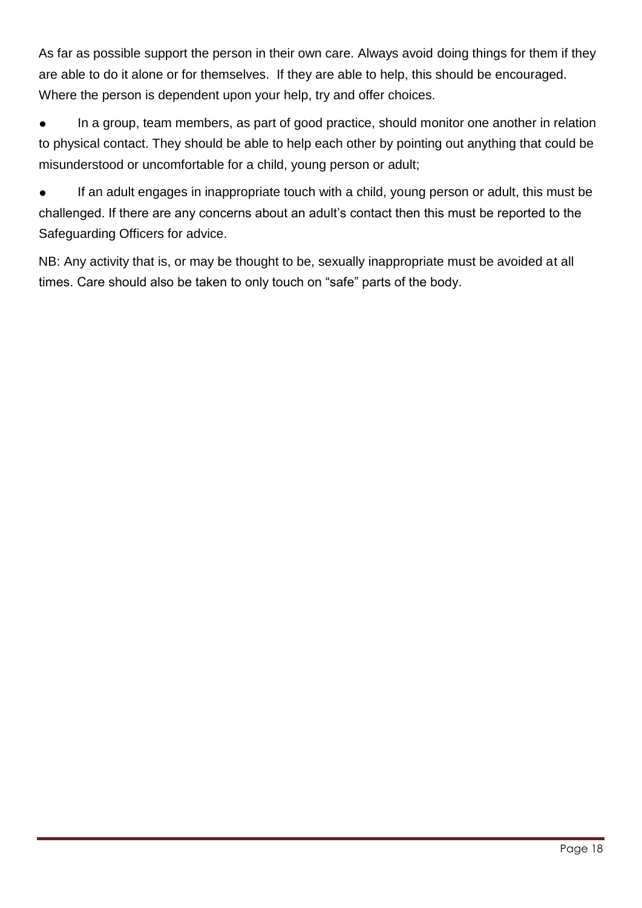As far as possible support the person in their own care. Always avoid doing things for them if they are able to do it alone or for themselves. If they are able to help, this should be encouraged. Where the person is dependent upon your help, try and offer choices.

- In a group, team members, as part of good practice, should monitor one another in relation to physical contact. They should be able to help each other by pointing out anything that could be misunderstood or uncomfortable for a child, young person or adult;
- If an adult engages in inappropriate touch with a child, young person or adult, this must be challenged. If there are any concerns about an adult's contact then this must be reported to the Safeguarding Officers for advice.

NB: Any activity that is, or may be thought to be, sexually inappropriate must be avoided at all times. Care should also be taken to only touch on "safe" parts of the body.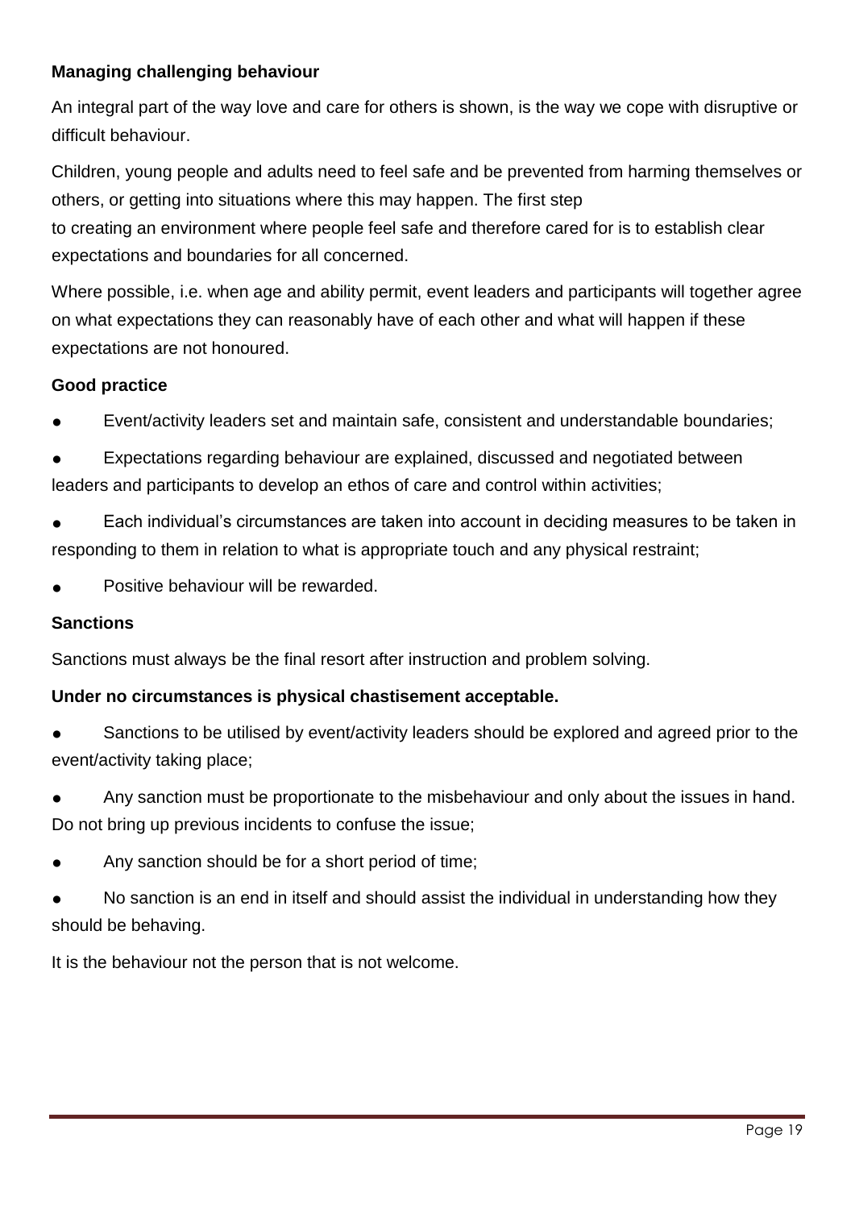**Managing challenging behaviour**

An integral part of the way love and care for others is shown, is the way we cope with disruptive or difficult behaviour.

Children, young people and adults need to feel safe and be prevented from harming themselves or others, or getting into situations where this may happen. The first step to creating an environment where people feel safe and therefore cared for is to establish clear expectations and boundaries for all concerned.

Where possible, i.e. when age and ability permit, event leaders and participants will together agree on what expectations they can reasonably have of each other and what will happen if these expectations are not honoured.

**Good practice**

- Event/activity leaders set and maintain safe, consistent and understandable boundaries;
- Expectations regarding behaviour are explained, discussed and negotiated between leaders and participants to develop an ethos of care and control within activities;
- Each individual's circumstances are taken into account in deciding measures to be taken in responding to them in relation to what is appropriate touch and any physical restraint;
- Positive behaviour will be rewarded.

**Sanctions**

Sanctions must always be the final resort after instruction and problem solving.

**Under no circumstances is physical chastisement acceptable.**

- Sanctions to be utilised by event/activity leaders should be explored and agreed prior to the event/activity taking place;
- Any sanction must be proportionate to the misbehaviour and only about the issues in hand. Do not bring up previous incidents to confuse the issue;
- Any sanction should be for a short period of time;
- No sanction is an end in itself and should assist the individual in understanding how they should be behaving.

It is the behaviour not the person that is not welcome.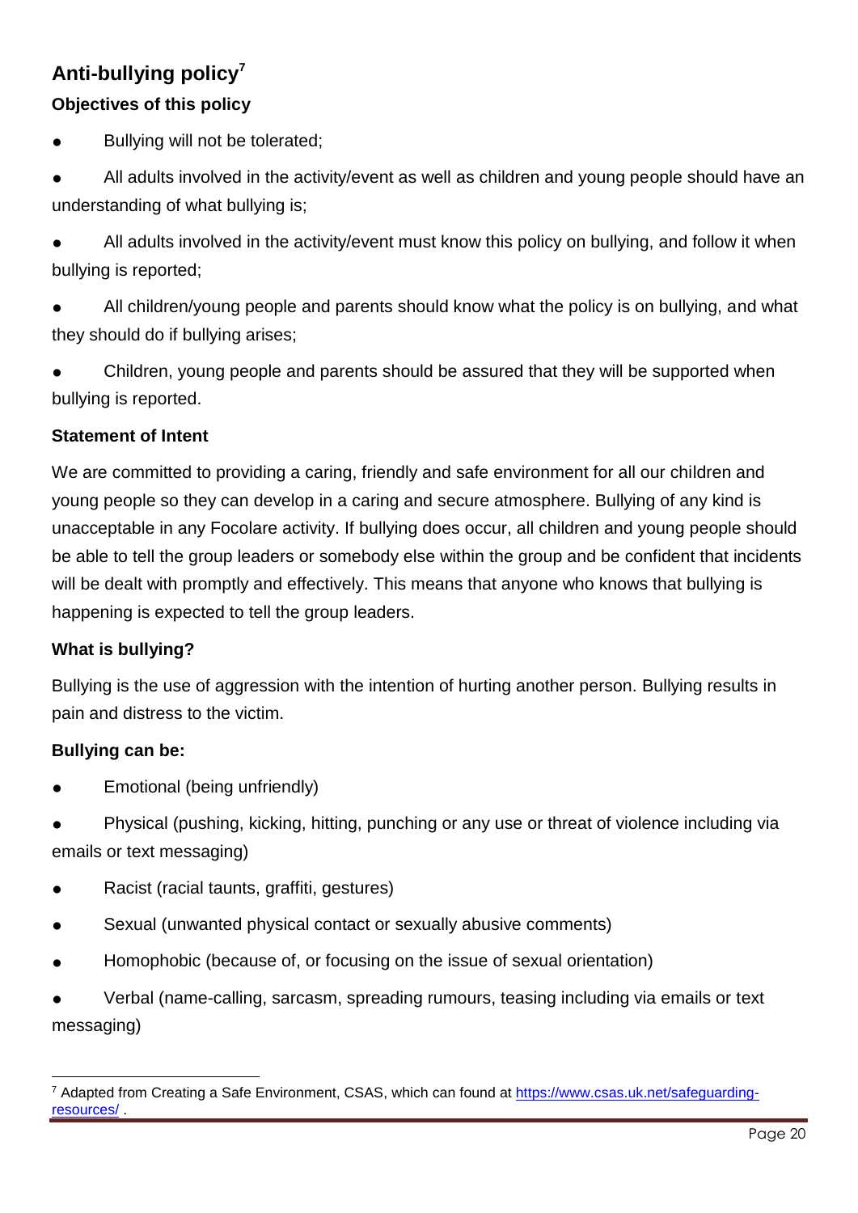## Anti-bullying policy[7]

### Objectives of this policy

- Bullying will not be tolerated;
- All adults involved in the activity/event as well as children and young people should have an understanding of what bullying is;
- All adults involved in the activity/event must know this policy on bullying, and follow it when bullying is reported;
- All children/young people and parents should know what the policy is on bullying, and what they should do if bullying arises;
- Children, young people and parents should be assured that they will be supported when bullying is reported.

### Statement of Intent

We are committed to providing a caring, friendly and safe environment for all our children and young people so they can develop in a caring and secure atmosphere. Bullying of any kind is unacceptable in any Focolare activity. If bullying does occur, all children and young people should be able to tell the group leaders or somebody else within the group and be confident that incidents will be dealt with promptly and effectively. This means that anyone who knows that bullying is happening is expected to tell the group leaders.

### What is bullying?

Bullying is the use of aggression with the intention of hurting another person. Bullying results in pain and distress to the victim.

### Bullying can be:

- Emotional (being unfriendly)
- Physical (pushing, kicking, hitting, punching or any use or threat of violence including via emails or text messaging)
- Racist (racial taunts, graffiti, gestures)
- Sexual (unwanted physical contact or sexually abusive comments)
- Homophobic (because of, or focusing on the issue of sexual orientation)
- Verbal (name-calling, sarcasm, spreading rumours, teasing including via emails or text messaging)

---

[7] Adapted from Creating a Safe Environment, CSAS, which can found at [https://www.csas.uk.net/safeguarding-resources/](https://www.csas.uk.net/safeguarding-resources/) .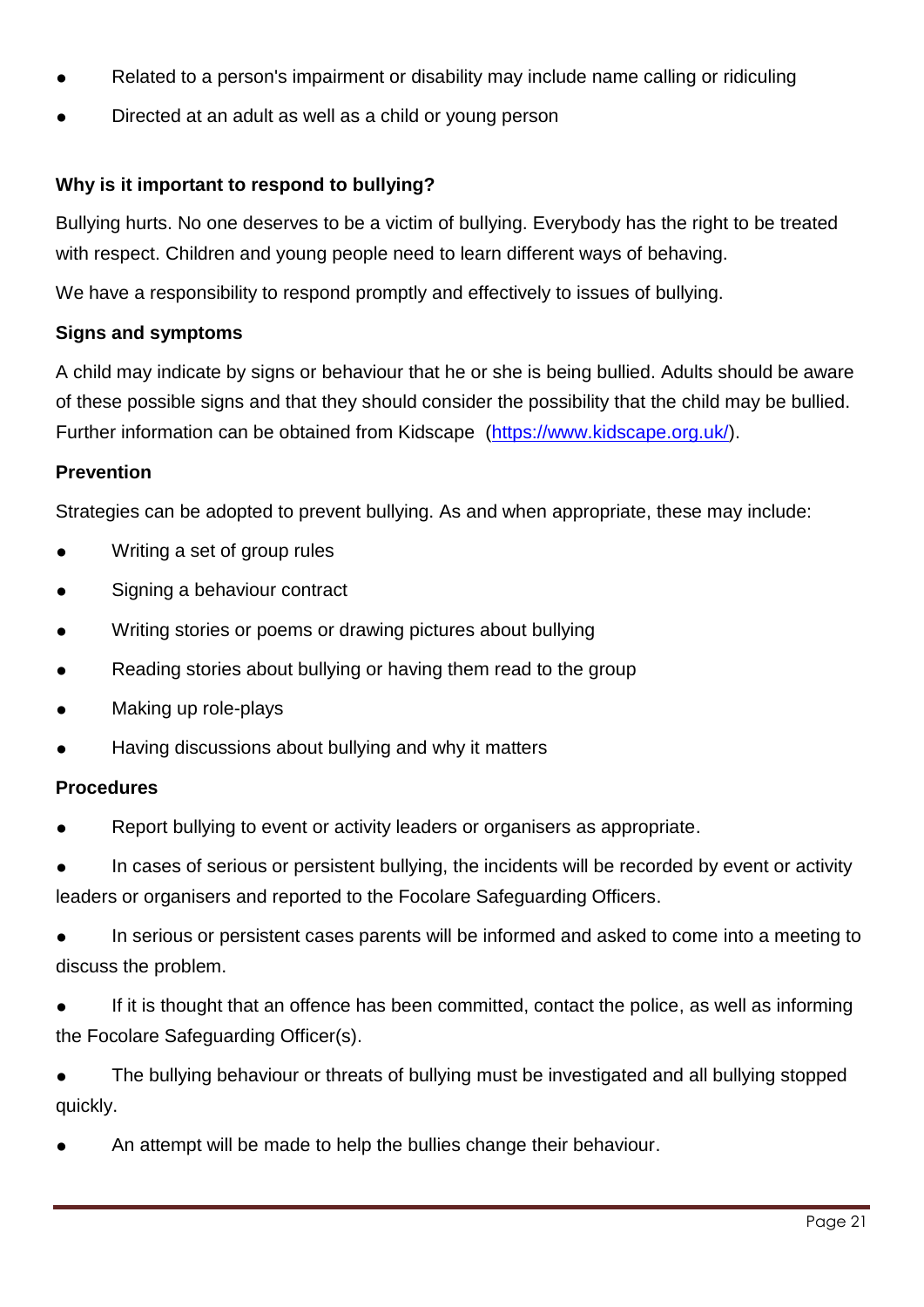- Related to a person's impairment or disability may include name calling or ridiculing
- Directed at an adult as well as a child or young person

**Why is it important to respond to bullying?**

Bullying hurts. No one deserves to be a victim of bullying. Everybody has the right to be treated with respect. Children and young people need to learn different ways of behaving.

We have a responsibility to respond promptly and effectively to issues of bullying.

**Signs and symptoms**

A child may indicate by signs or behaviour that he or she is being bullied. Adults should be aware of these possible signs and that they should consider the possibility that the child may be bullied. Further information can be obtained from Kidscape ([https://www.kidscape.org.uk/](https://www.kidscape.org.uk/)).

**Prevention**

Strategies can be adopted to prevent bullying. As and when appropriate, these may include:

- Writing a set of group rules
- Signing a behaviour contract
- Writing stories or poems or drawing pictures about bullying
- Reading stories about bullying or having them read to the group
- Making up role-plays
- Having discussions about bullying and why it matters

**Procedures**

- Report bullying to event or activity leaders or organisers as appropriate.
- In cases of serious or persistent bullying, the incidents will be recorded by event or activity leaders or organisers and reported to the Focolare Safeguarding Officers.
- In serious or persistent cases parents will be informed and asked to come into a meeting to discuss the problem.
- If it is thought that an offence has been committed, contact the police, as well as informing the Focolare Safeguarding Officer(s).
- The bullying behaviour or threats of bullying must be investigated and all bullying stopped quickly.
- An attempt will be made to help the bullies change their behaviour.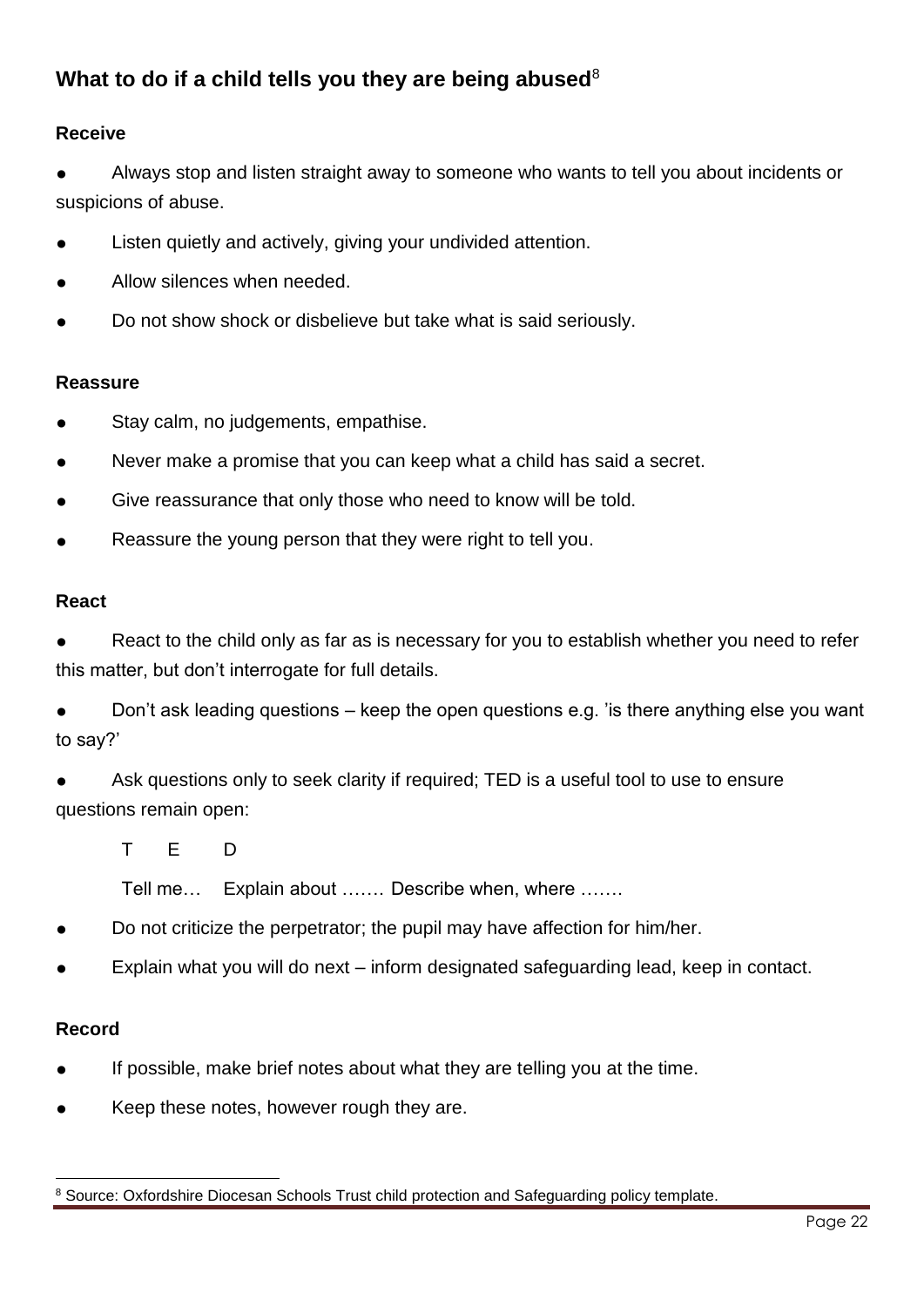## What to do if a child tells you they are being abused[8]

**Receive**

- Always stop and listen straight away to someone who wants to tell you about incidents or suspicions of abuse.
- Listen quietly and actively, giving your undivided attention.
- Allow silences when needed.
- Do not show shock or disbelieve but take what is said seriously.

**Reassure**

- Stay calm, no judgements, empathise.
- Never make a promise that you can keep what a child has said a secret.
- Give reassurance that only those who need to know will be told.
- Reassure the young person that they were right to tell you.

**React**

- React to the child only as far as is necessary for you to establish whether you need to refer this matter, but don't interrogate for full details.
- Don't ask leading questions – keep the open questions e.g. 'is there anything else you want to say?'
- Ask questions only to seek clarity if required; TED is a useful tool to use to ensure questions remain open:

  T E D

  Tell me… Explain about ……. Describe when, where …….

- Do not criticize the perpetrator; the pupil may have affection for him/her.
- Explain what you will do next – inform designated safeguarding lead, keep in contact.

**Record**

- If possible, make brief notes about what they are telling you at the time.
- Keep these notes, however rough they are.

---

[8] Source: Oxfordshire Diocesan Schools Trust child protection and Safeguarding policy template.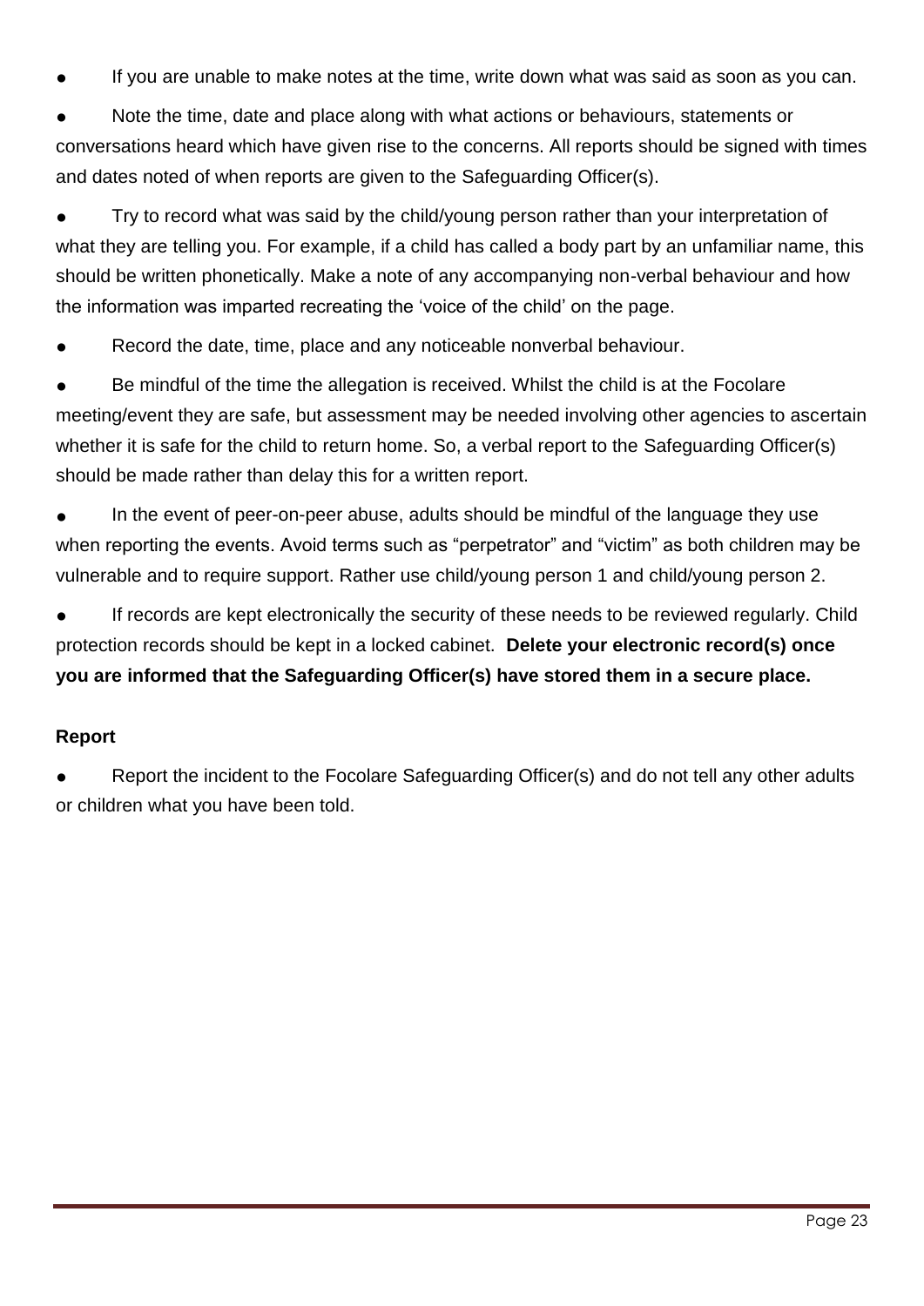- If you are unable to make notes at the time, write down what was said as soon as you can.
- Note the time, date and place along with what actions or behaviours, statements or conversations heard which have given rise to the concerns. All reports should be signed with times and dates noted of when reports are given to the Safeguarding Officer(s).
- Try to record what was said by the child/young person rather than your interpretation of what they are telling you. For example, if a child has called a body part by an unfamiliar name, this should be written phonetically. Make a note of any accompanying non-verbal behaviour and how the information was imparted recreating the 'voice of the child' on the page.
- Record the date, time, place and any noticeable nonverbal behaviour.
- Be mindful of the time the allegation is received. Whilst the child is at the Focolare meeting/event they are safe, but assessment may be needed involving other agencies to ascertain whether it is safe for the child to return home. So, a verbal report to the Safeguarding Officer(s) should be made rather than delay this for a written report.
- In the event of peer-on-peer abuse, adults should be mindful of the language they use when reporting the events. Avoid terms such as "perpetrator" and "victim" as both children may be vulnerable and to require support. Rather use child/young person 1 and child/young person 2.
- If records are kept electronically the security of these needs to be reviewed regularly. Child protection records should be kept in a locked cabinet. **Delete your electronic record(s) once you are informed that the Safeguarding Officer(s) have stored them in a secure place.**

**Report**

- Report the incident to the Focolare Safeguarding Officer(s) and do not tell any other adults or children what you have been told.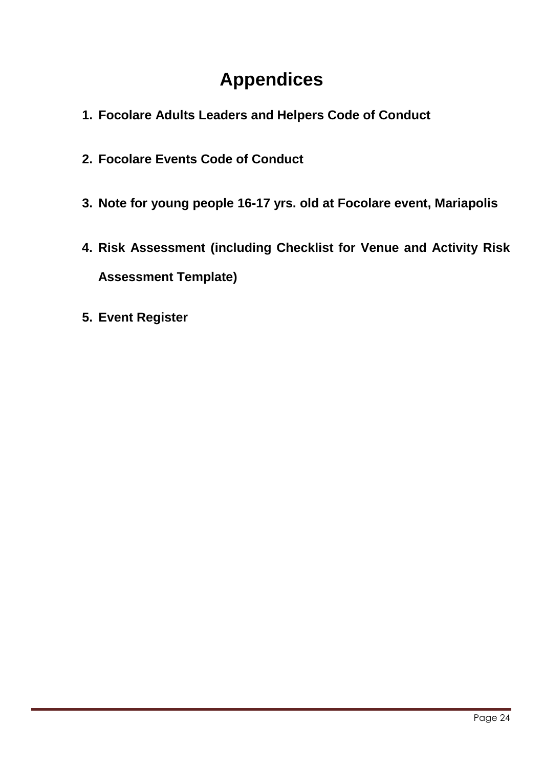# Appendices

1. **Focolare Adults Leaders and Helpers Code of Conduct**
2. **Focolare Events Code of Conduct**
3. **Note for young people 16-17 yrs. old at Focolare event, Mariapolis**
4. **Risk Assessment (including Checklist for Venue and Activity Risk Assessment Template)**
5. **Event Register**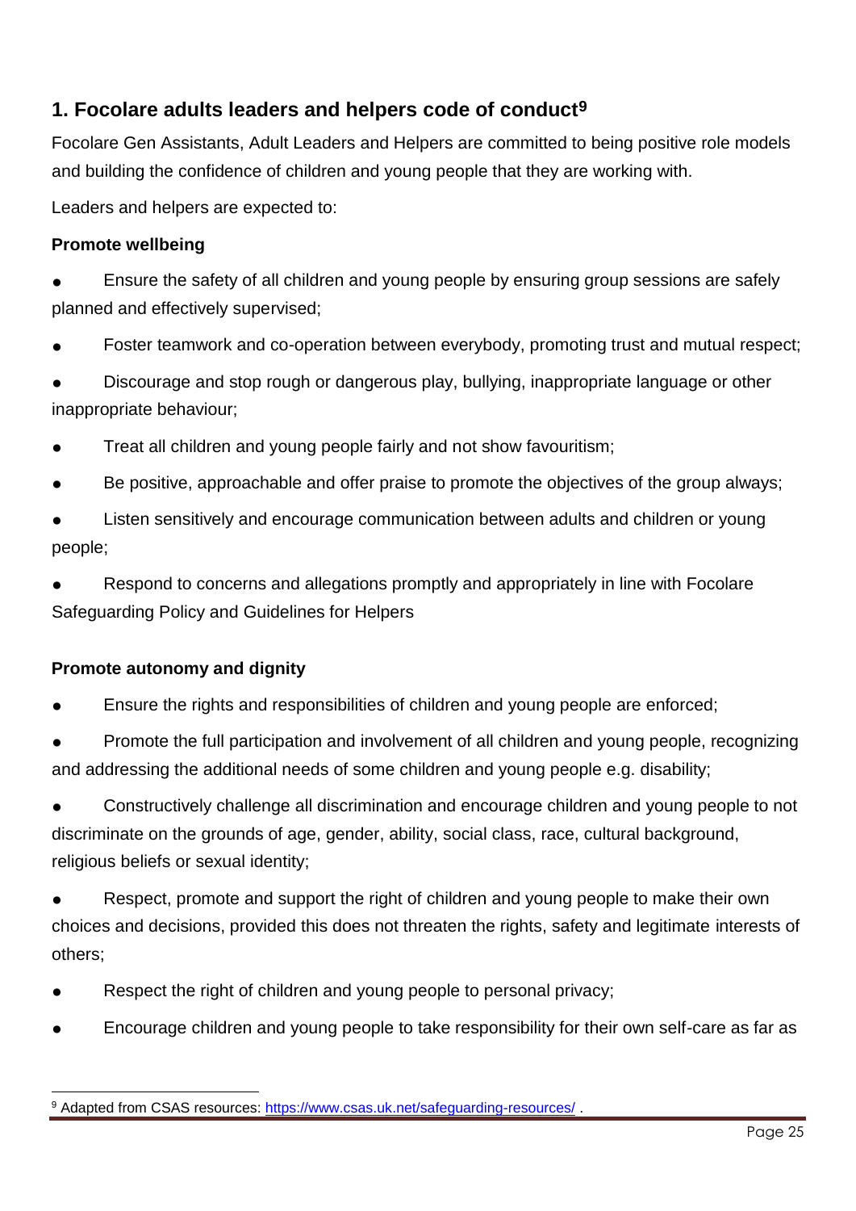## 1. Focolare adults leaders and helpers code of conduct[9]

Focolare Gen Assistants, Adult Leaders and Helpers are committed to being positive role models and building the confidence of children and young people that they are working with.

Leaders and helpers are expected to:

**Promote wellbeing**

- Ensure the safety of all children and young people by ensuring group sessions are safely planned and effectively supervised;
- Foster teamwork and co-operation between everybody, promoting trust and mutual respect;
- Discourage and stop rough or dangerous play, bullying, inappropriate language or other inappropriate behaviour;
- Treat all children and young people fairly and not show favouritism;
- Be positive, approachable and offer praise to promote the objectives of the group always;
- Listen sensitively and encourage communication between adults and children or young people;
- Respond to concerns and allegations promptly and appropriately in line with Focolare Safeguarding Policy and Guidelines for Helpers

**Promote autonomy and dignity**

- Ensure the rights and responsibilities of children and young people are enforced;
- Promote the full participation and involvement of all children and young people, recognizing and addressing the additional needs of some children and young people e.g. disability;
- Constructively challenge all discrimination and encourage children and young people to not discriminate on the grounds of age, gender, ability, social class, race, cultural background, religious beliefs or sexual identity;
- Respect, promote and support the right of children and young people to make their own choices and decisions, provided this does not threaten the rights, safety and legitimate interests of others;
- Respect the right of children and young people to personal privacy;
- Encourage children and young people to take responsibility for their own self-care as far as

[9] Adapted from CSAS resources: https://www.csas.uk.net/safeguarding-resources/ .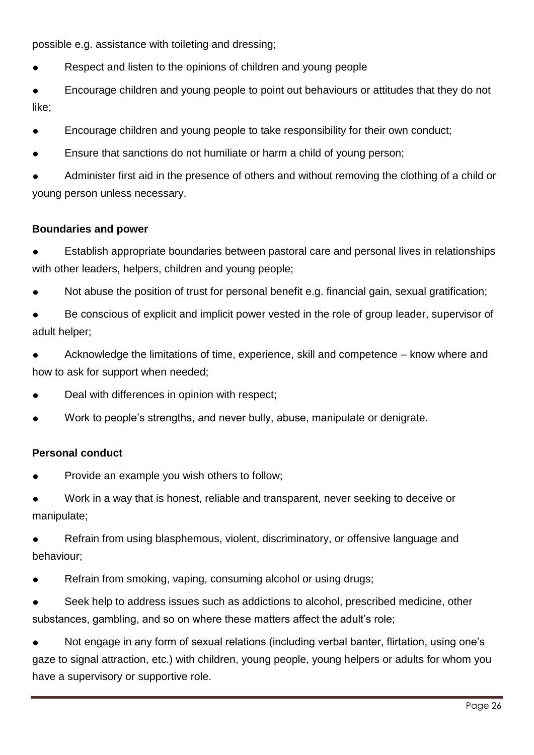possible e.g. assistance with toileting and dressing;

- Respect and listen to the opinions of children and young people
- Encourage children and young people to point out behaviours or attitudes that they do not like;
- Encourage children and young people to take responsibility for their own conduct;
- Ensure that sanctions do not humiliate or harm a child of young person;
- Administer first aid in the presence of others and without removing the clothing of a child or young person unless necessary.

**Boundaries and power**

- Establish appropriate boundaries between pastoral care and personal lives in relationships with other leaders, helpers, children and young people;
- Not abuse the position of trust for personal benefit e.g. financial gain, sexual gratification;
- Be conscious of explicit and implicit power vested in the role of group leader, supervisor of adult helper;
- Acknowledge the limitations of time, experience, skill and competence – know where and how to ask for support when needed;
- Deal with differences in opinion with respect;
- Work to people's strengths, and never bully, abuse, manipulate or denigrate.

**Personal conduct**

- Provide an example you wish others to follow;
- Work in a way that is honest, reliable and transparent, never seeking to deceive or manipulate;
- Refrain from using blasphemous, violent, discriminatory, or offensive language and behaviour;
- Refrain from smoking, vaping, consuming alcohol or using drugs;
- Seek help to address issues such as addictions to alcohol, prescribed medicine, other substances, gambling, and so on where these matters affect the adult's role;
- Not engage in any form of sexual relations (including verbal banter, flirtation, using one's gaze to signal attraction, etc.) with children, young people, young helpers or adults for whom you have a supervisory or supportive role.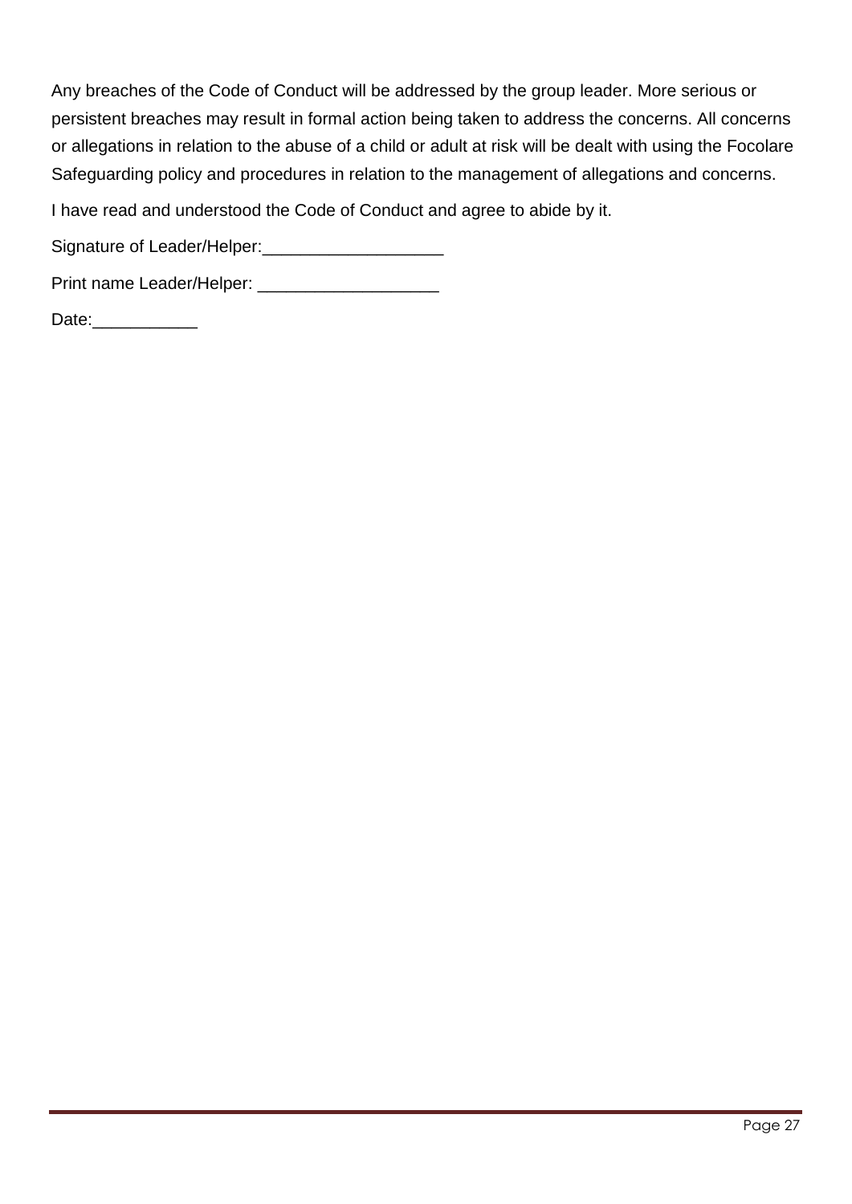Any breaches of the Code of Conduct will be addressed by the group leader. More serious or persistent breaches may result in formal action being taken to address the concerns. All concerns or allegations in relation to the abuse of a child or adult at risk will be dealt with using the Focolare Safeguarding policy and procedures in relation to the management of allegations and concerns.

I have read and understood the Code of Conduct and agree to abide by it.

Signature of Leader/Helper:___________________

Print name Leader/Helper: ___________________

Date:___________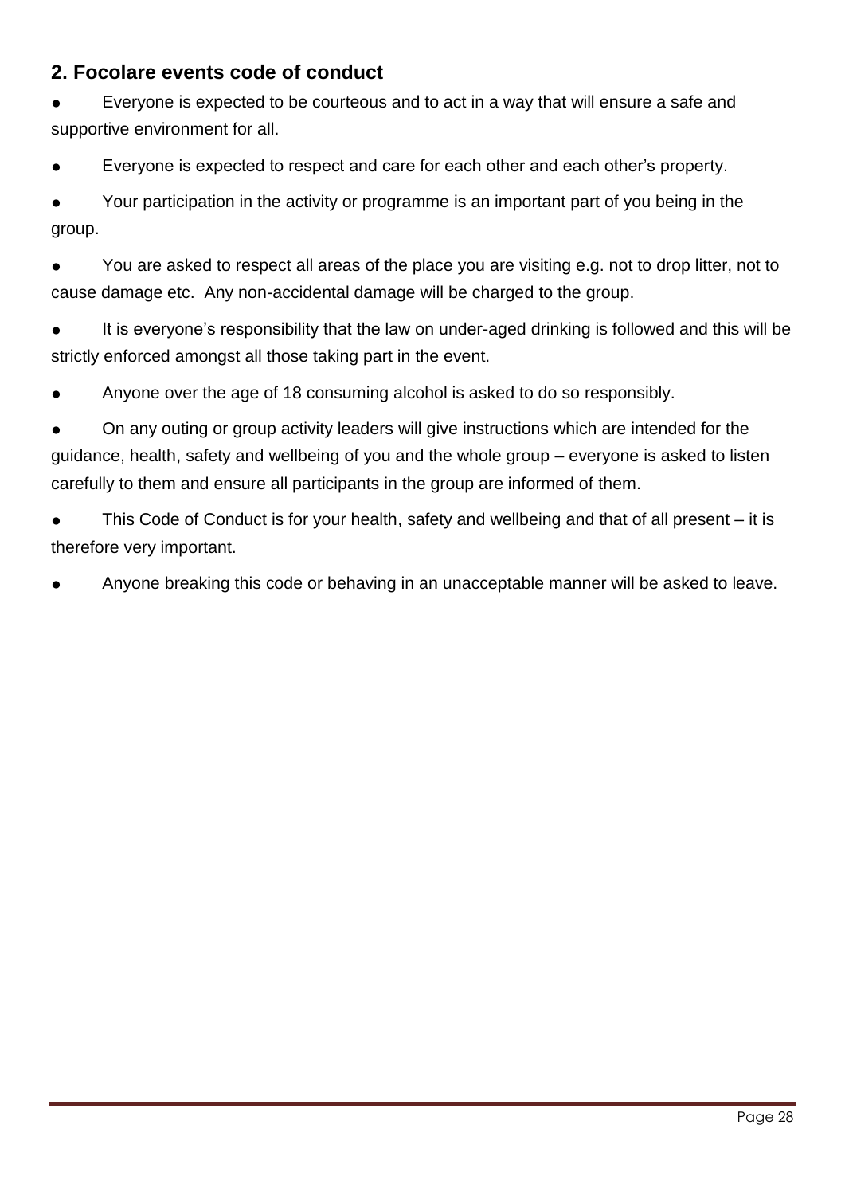## 2. Focolare events code of conduct

- Everyone is expected to be courteous and to act in a way that will ensure a safe and supportive environment for all.
- Everyone is expected to respect and care for each other and each other's property.
- Your participation in the activity or programme is an important part of you being in the group.
- You are asked to respect all areas of the place you are visiting e.g. not to drop litter, not to cause damage etc. Any non-accidental damage will be charged to the group.
- It is everyone's responsibility that the law on under-aged drinking is followed and this will be strictly enforced amongst all those taking part in the event.
- Anyone over the age of 18 consuming alcohol is asked to do so responsibly.
- On any outing or group activity leaders will give instructions which are intended for the guidance, health, safety and wellbeing of you and the whole group – everyone is asked to listen carefully to them and ensure all participants in the group are informed of them.
- This Code of Conduct is for your health, safety and wellbeing and that of all present – it is therefore very important.
- Anyone breaking this code or behaving in an unacceptable manner will be asked to leave.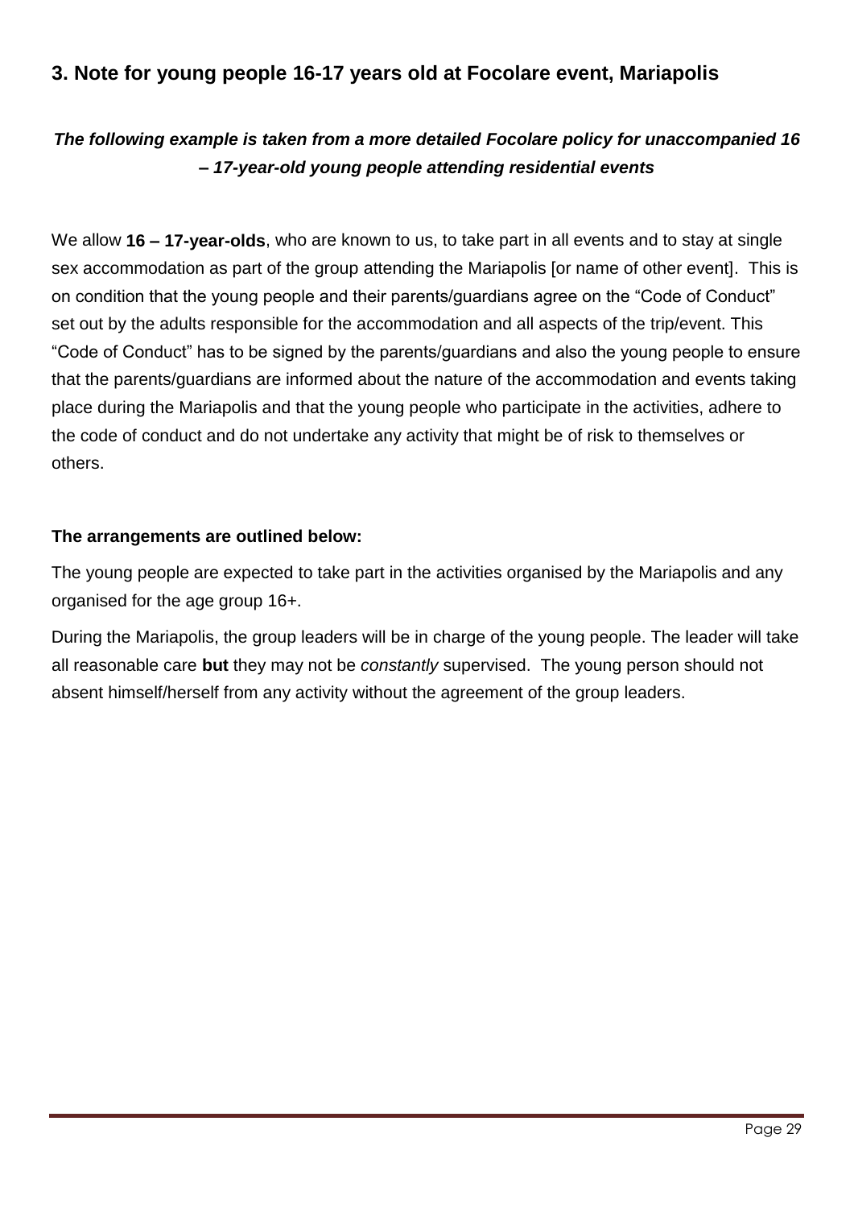## 3. Note for young people 16-17 years old at Focolare event, Mariapolis

***The following example is taken from a more detailed Focolare policy for unaccompanied 16 – 17-year-old young people attending residential events***

We allow **16 – 17-year-olds**, who are known to us, to take part in all events and to stay at single sex accommodation as part of the group attending the Mariapolis [or name of other event]. This is on condition that the young people and their parents/guardians agree on the "Code of Conduct" set out by the adults responsible for the accommodation and all aspects of the trip/event. This "Code of Conduct" has to be signed by the parents/guardians and also the young people to ensure that the parents/guardians are informed about the nature of the accommodation and events taking place during the Mariapolis and that the young people who participate in the activities, adhere to the code of conduct and do not undertake any activity that might be of risk to themselves or others.

**The arrangements are outlined below:**

The young people are expected to take part in the activities organised by the Mariapolis and any organised for the age group 16+.

During the Mariapolis, the group leaders will be in charge of the young people. The leader will take all reasonable care **but** they may not be *constantly* supervised. The young person should not absent himself/herself from any activity without the agreement of the group leaders.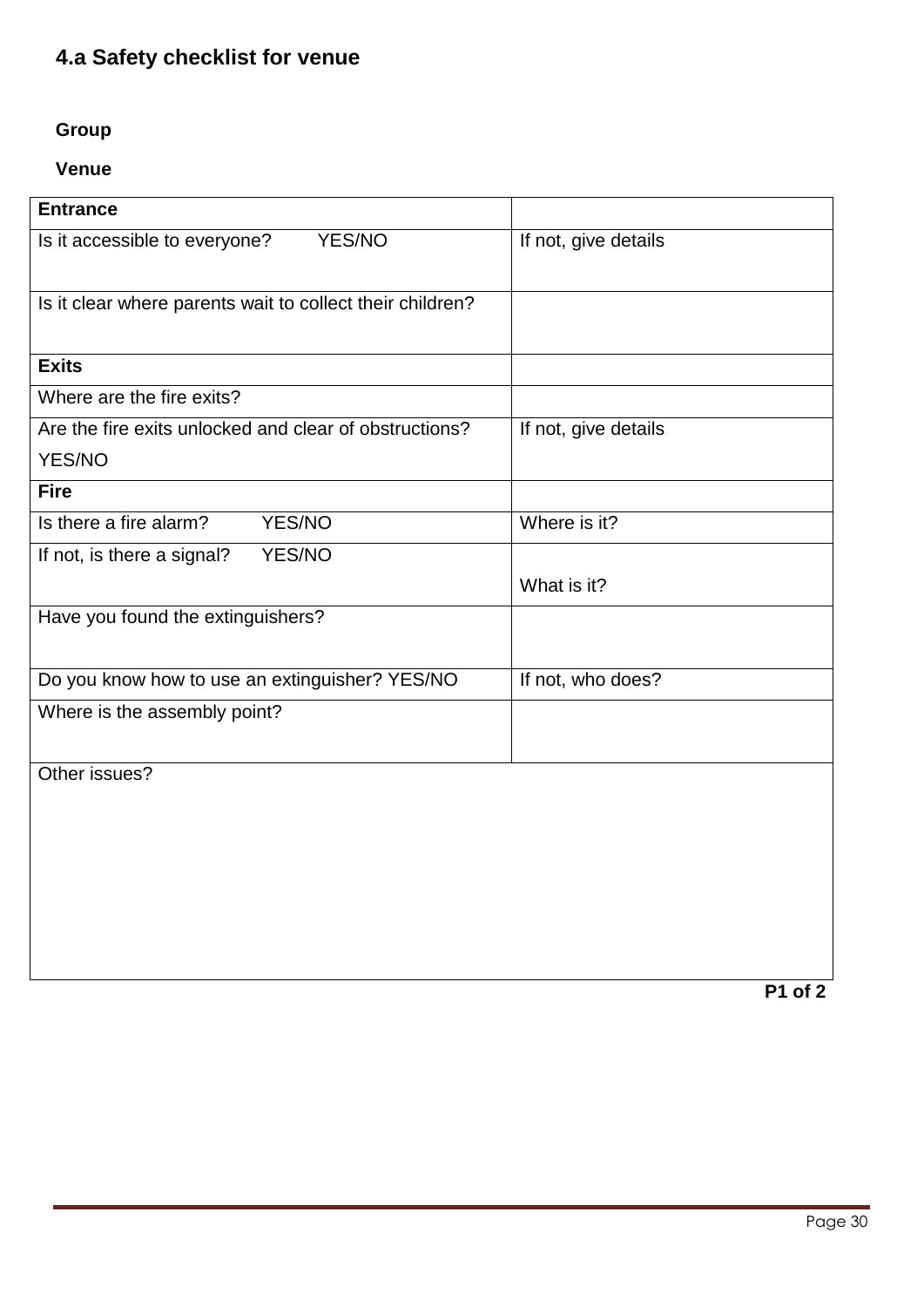## 4.a Safety checklist for venue

**Group**

**Venue**

| **Entrance** | |
|---|---|
| Is it accessible to everyone? YES/NO | If not, give details |
| Is it clear where parents wait to collect their children? | |
| **Exits** | |
| Where are the fire exits? | |
| Are the fire exits unlocked and clear of obstructions? YES/NO | If not, give details |
| **Fire** | |
| Is there a fire alarm? YES/NO | Where is it? |
| If not, is there a signal? YES/NO | What is it? |
| Have you found the extinguishers? | |
| Do you know how to use an extinguisher? YES/NO | If not, who does? |
| Where is the assembly point? | |
| Other issues? | |

**P1 of 2**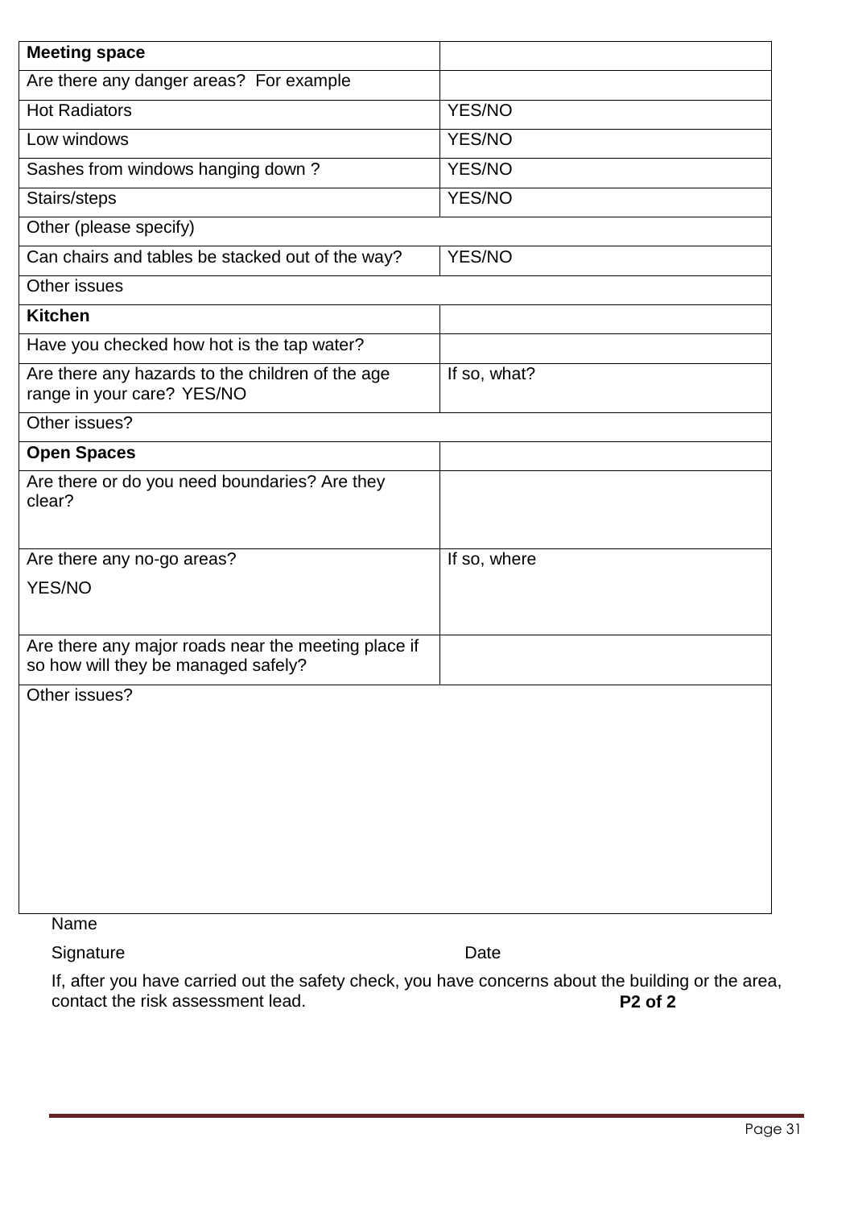| **Meeting space** | |
|---|---|
| Are there any danger areas? For example | |
| Hot Radiators | YES/NO |
| Low windows | YES/NO |
| Sashes from windows hanging down ? | YES/NO |
| Stairs/steps | YES/NO |
| Other (please specify) | |
| Can chairs and tables be stacked out of the way? | YES/NO |
| Other issues | |
| **Kitchen** | |
| Have you checked how hot is the tap water? | |
| Are there any hazards to the children of the age range in your care? YES/NO | If so, what? |
| Other issues? | |
| **Open Spaces** | |
| Are there or do you need boundaries? Are they clear? | |
| Are there any no-go areas? YES/NO | If so, where |
| Are there any major roads near the meeting place if so how will they be managed safely? | |
| Other issues? | |

Name

Signature Date

If, after you have carried out the safety check, you have concerns about the building or the area, contact the risk assessment lead. **P2 of 2**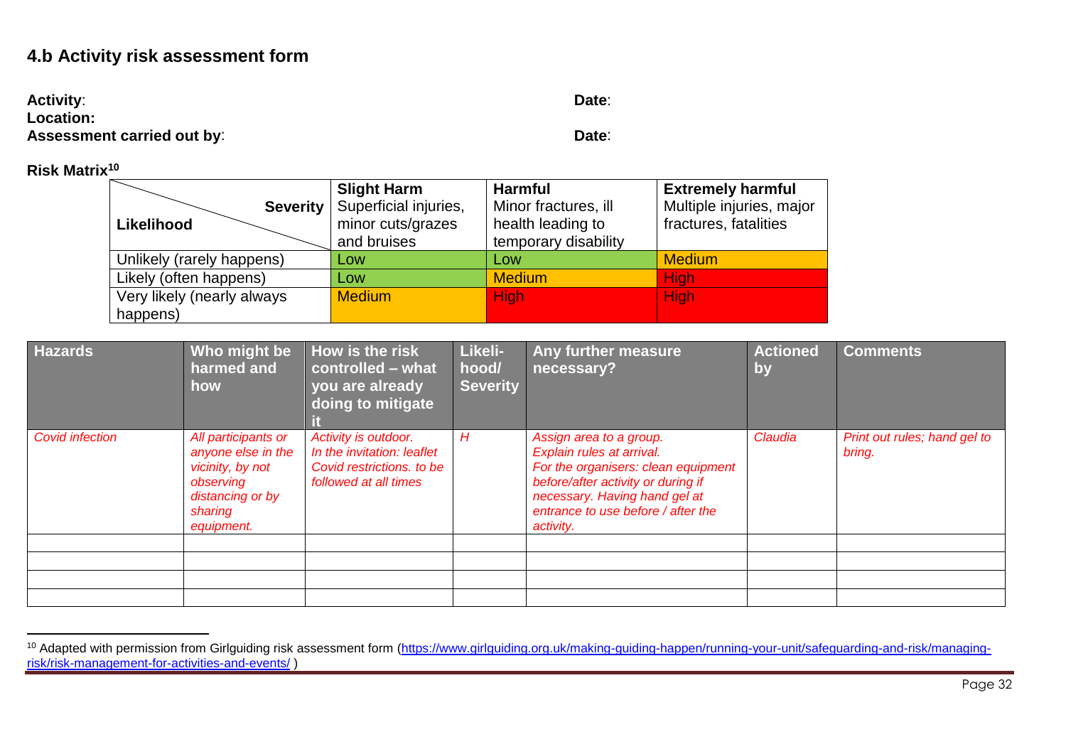## 4.b Activity risk assessment form

**Activity**: **Date**:
**Location:**
**Assessment carried out by**: **Date**:

**Risk Matrix**[10]

| Likelihood \ Severity | **Slight Harm** Superficial injuries, minor cuts/grazes and bruises | **Harmful** Minor fractures, ill health leading to temporary disability | **Extremely harmful** Multiple injuries, major fractures, fatalities |
|---|---|---|---|
| Unlikely (rarely happens) | Low | Low | Medium |
| Likely (often happens) | Low | Medium | High |
| Very likely (nearly always happens) | Medium | High | High |

| Hazards | Who might be harmed and how | How is the risk controlled – what you are already doing to mitigate it | Likeli-hood/ Severity | Any further measure necessary? | Actioned by | Comments |
|---|---|---|---|---|---|---|
| *Covid infection* | *All participants or anyone else in the vicinity, by not observing distancing or by sharing equipment.* | *Activity is outdoor. In the invitation: leaflet Covid restrictions. to be followed at all times* | *H* | *Assign area to a group. Explain rules at arrival. For the organisers: clean equipment before/after activity or during if necessary. Having hand gel at entrance to use before / after the activity.* | *Claudia* | *Print out rules; hand gel to bring.* |
| | | | | | | |
| | | | | | | |
| | | | | | | |
| | | | | | | |

[10] Adapted with permission from Girlguiding risk assessment form (https://www.girlguiding.org.uk/making-guiding-happen/running-your-unit/safeguarding-and-risk/managing-risk/risk-management-for-activities-and-events/ )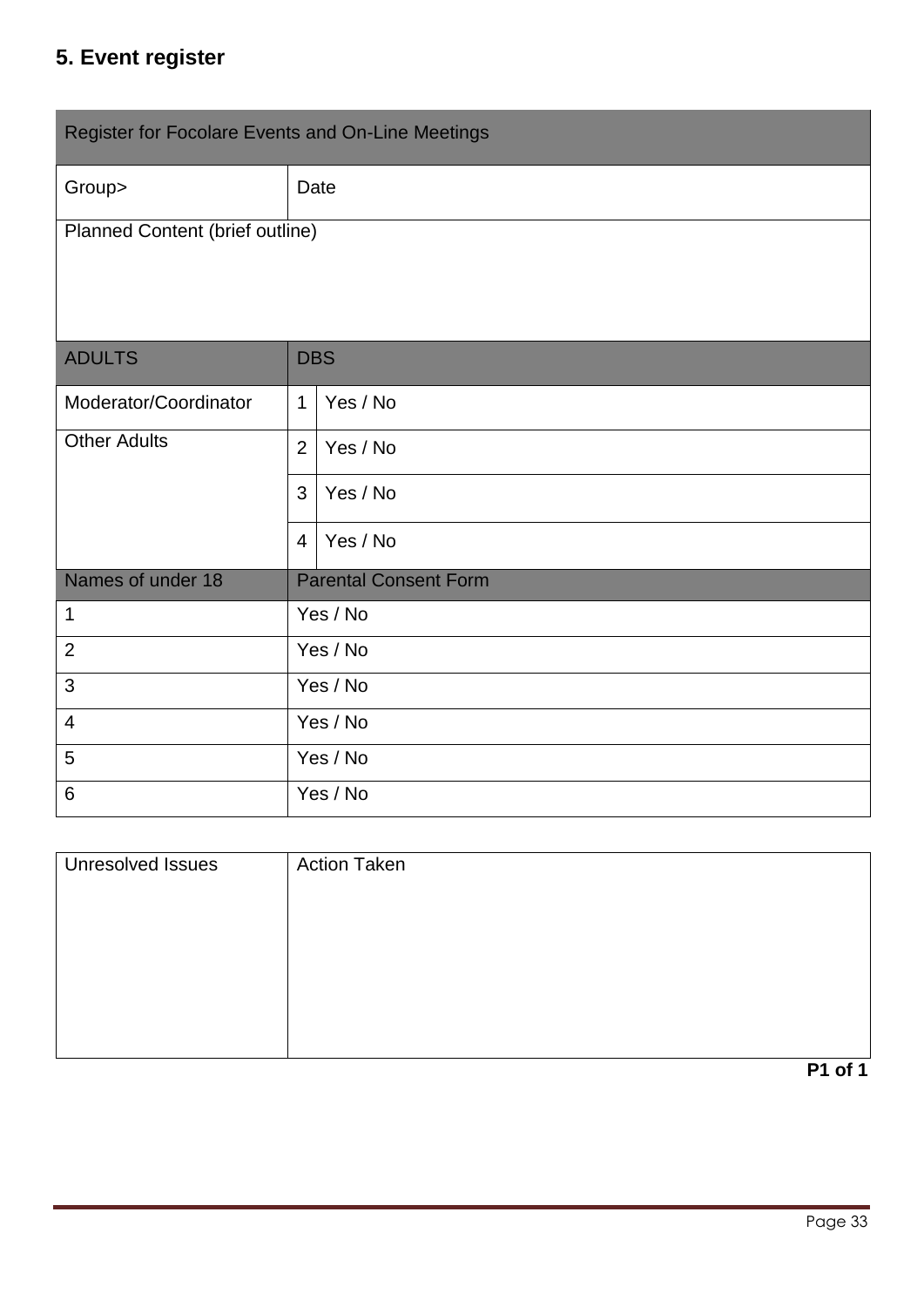## 5. Event register

| Register for Focolare Events and On-Line Meetings | | |
|---|---|---|
| Group> | Date | |
| Planned Content (brief outline) | | |
| ADULTS | DBS | |
| Moderator/Coordinator | 1 | Yes / No |
| Other Adults | 2 | Yes / No |
| | 3 | Yes / No |
| | 4 | Yes / No |
| Names of under 18 | Parental Consent Form | |
| 1 | Yes / No | |
| 2 | Yes / No | |
| 3 | Yes / No | |
| 4 | Yes / No | |
| 5 | Yes / No | |
| 6 | Yes / No | |

| Unresolved Issues | Action Taken |
|---|---|
| | |

**P1 of 1**